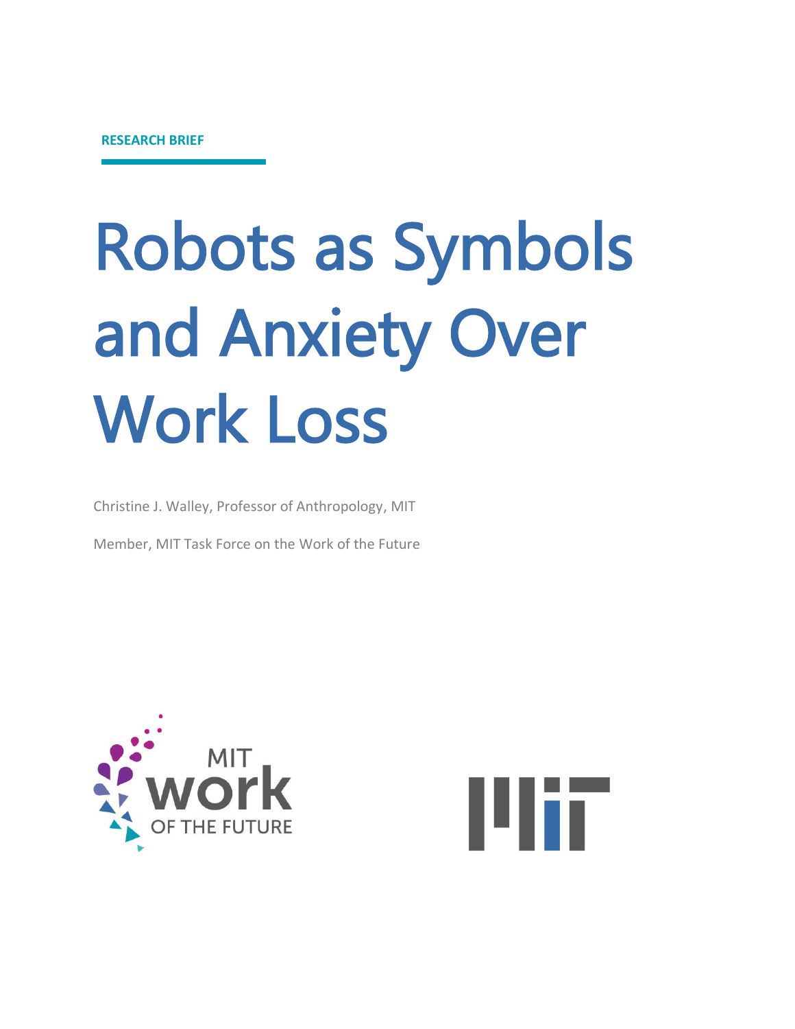RESEARCH BRIEF

# Robots as Symbols and Anxiety Over Work Loss

Christine J. Walley, Professor of Anthropology, MIT

Member, MIT Task Force on the Work of the Future

MIT work OF THE FUTURE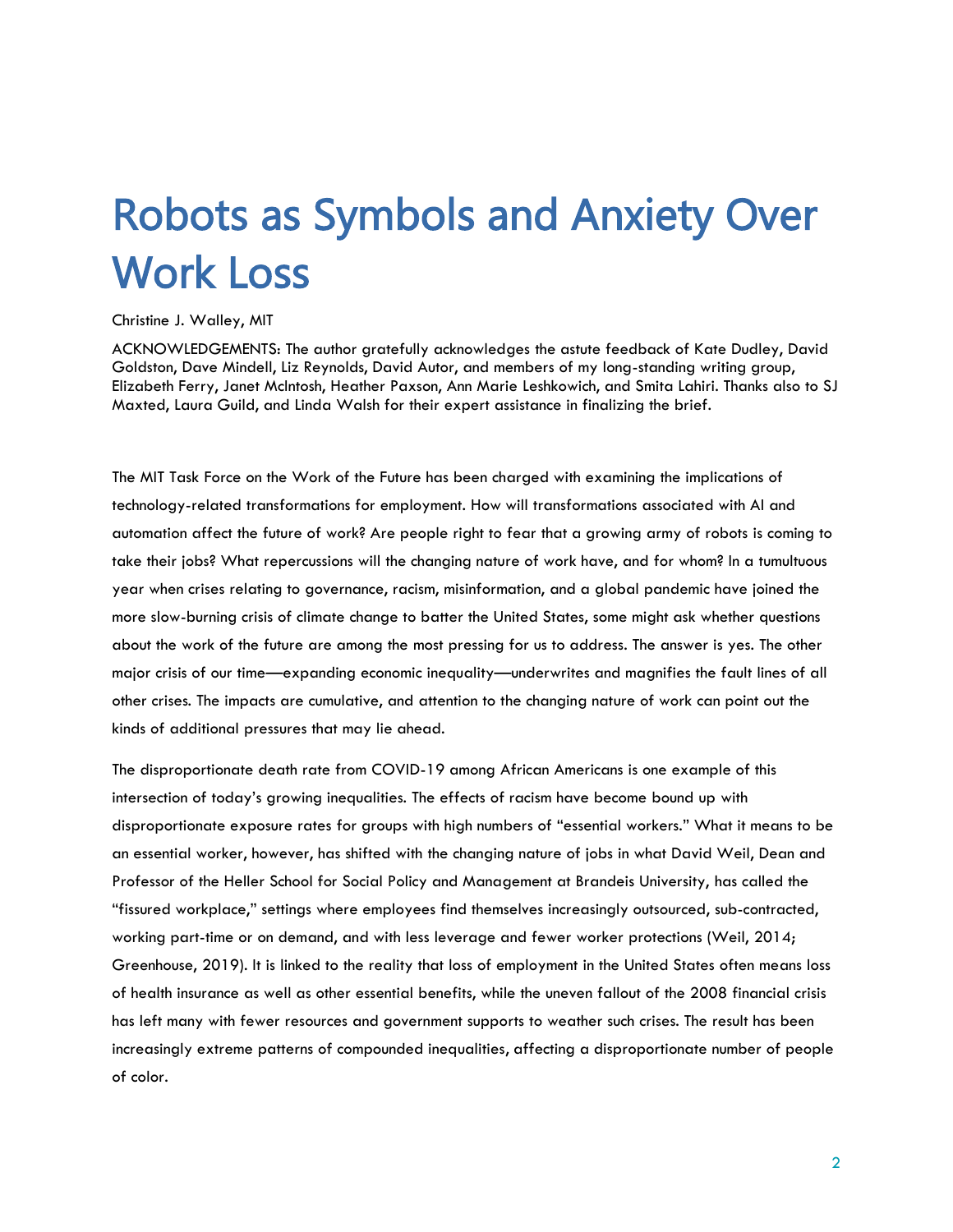# Robots as Symbols and Anxiety Over Work Loss

Christine J. Walley, MIT

ACKNOWLEDGEMENTS: The author gratefully acknowledges the astute feedback of Kate Dudley, David Goldston, Dave Mindell, Liz Reynolds, David Autor, and members of my long-standing writing group, Elizabeth Ferry, Janet McIntosh, Heather Paxson, Ann Marie Leshkowich, and Smita Lahiri. Thanks also to SJ Maxted, Laura Guild, and Linda Walsh for their expert assistance in finalizing the brief.

The MIT Task Force on the Work of the Future has been charged with examining the implications of technology-related transformations for employment. How will transformations associated with AI and automation affect the future of work? Are people right to fear that a growing army of robots is coming to take their jobs? What repercussions will the changing nature of work have, and for whom? In a tumultuous year when crises relating to governance, racism, misinformation, and a global pandemic have joined the more slow-burning crisis of climate change to batter the United States, some might ask whether questions about the work of the future are among the most pressing for us to address. The answer is yes. The other major crisis of our time—expanding economic inequality—underwrites and magnifies the fault lines of all other crises. The impacts are cumulative, and attention to the changing nature of work can point out the kinds of additional pressures that may lie ahead.

The disproportionate death rate from COVID-19 among African Americans is one example of this intersection of today's growing inequalities. The effects of racism have become bound up with disproportionate exposure rates for groups with high numbers of "essential workers." What it means to be an essential worker, however, has shifted with the changing nature of jobs in what David Weil, Dean and Professor of the Heller School for Social Policy and Management at Brandeis University, has called the "fissured workplace," settings where employees find themselves increasingly outsourced, sub-contracted, working part-time or on demand, and with less leverage and fewer worker protections (Weil, 2014; Greenhouse, 2019). It is linked to the reality that loss of employment in the United States often means loss of health insurance as well as other essential benefits, while the uneven fallout of the 2008 financial crisis has left many with fewer resources and government supports to weather such crises. The result has been increasingly extreme patterns of compounded inequalities, affecting a disproportionate number of people of color.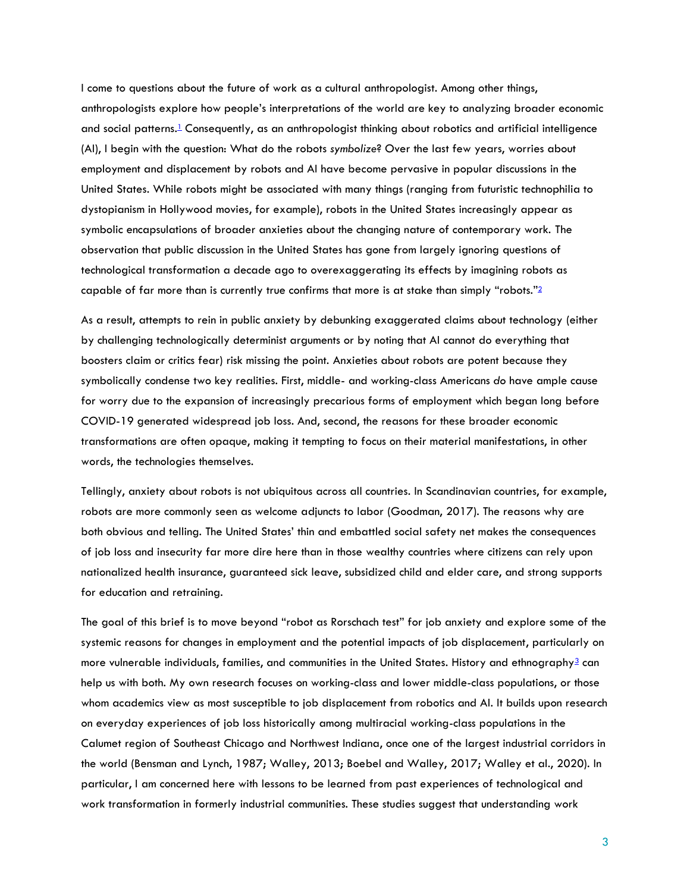I come to questions about the future of work as a cultural anthropologist. Among other things, anthropologists explore how people's interpretations of the world are key to analyzing broader economic and social patterns.[1] Consequently, as an anthropologist thinking about robotics and artificial intelligence (AI), I begin with the question: What do the robots *symbolize*? Over the last few years, worries about employment and displacement by robots and AI have become pervasive in popular discussions in the United States. While robots might be associated with many things (ranging from futuristic technophilia to dystopianism in Hollywood movies, for example), robots in the United States increasingly appear as symbolic encapsulations of broader anxieties about the changing nature of contemporary work. The observation that public discussion in the United States has gone from largely ignoring questions of technological transformation a decade ago to overexaggerating its effects by imagining robots as capable of far more than is currently true confirms that more is at stake than simply "robots."[2]

As a result, attempts to rein in public anxiety by debunking exaggerated claims about technology (either by challenging technologically determinist arguments or by noting that AI cannot do everything that boosters claim or critics fear) risk missing the point. Anxieties about robots are potent because they symbolically condense two key realities. First, middle- and working-class Americans *do* have ample cause for worry due to the expansion of increasingly precarious forms of employment which began long before COVID-19 generated widespread job loss. And, second, the reasons for these broader economic transformations are often opaque, making it tempting to focus on their material manifestations, in other words, the technologies themselves.

Tellingly, anxiety about robots is not ubiquitous across all countries. In Scandinavian countries, for example, robots are more commonly seen as welcome adjuncts to labor (Goodman, 2017). The reasons why are both obvious and telling. The United States' thin and embattled social safety net makes the consequences of job loss and insecurity far more dire here than in those wealthy countries where citizens can rely upon nationalized health insurance, guaranteed sick leave, subsidized child and elder care, and strong supports for education and retraining.

The goal of this brief is to move beyond "robot as Rorschach test" for job anxiety and explore some of the systemic reasons for changes in employment and the potential impacts of job displacement, particularly on more vulnerable individuals, families, and communities in the United States. History and ethnography[3] can help us with both. My own research focuses on working-class and lower middle-class populations, or those whom academics view as most susceptible to job displacement from robotics and AI. It builds upon research on everyday experiences of job loss historically among multiracial working-class populations in the Calumet region of Southeast Chicago and Northwest Indiana, once one of the largest industrial corridors in the world (Bensman and Lynch, 1987; Walley, 2013; Boebel and Walley, 2017; Walley et al., 2020). In particular, I am concerned here with lessons to be learned from past experiences of technological and work transformation in formerly industrial communities. These studies suggest that understanding work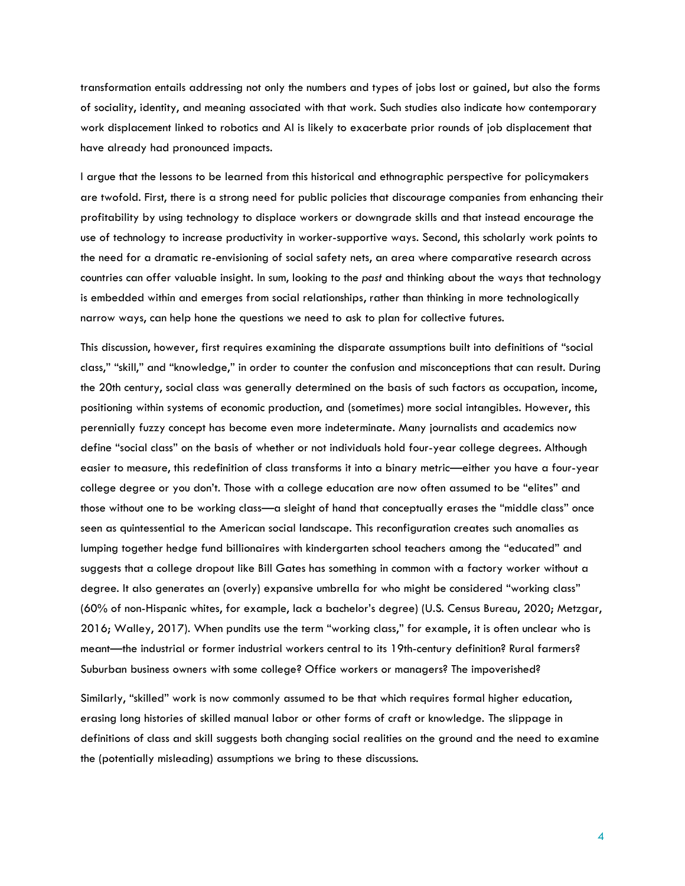transformation entails addressing not only the numbers and types of jobs lost or gained, but also the forms of sociality, identity, and meaning associated with that work. Such studies also indicate how contemporary work displacement linked to robotics and AI is likely to exacerbate prior rounds of job displacement that have already had pronounced impacts.

I argue that the lessons to be learned from this historical and ethnographic perspective for policymakers are twofold. First, there is a strong need for public policies that discourage companies from enhancing their profitability by using technology to displace workers or downgrade skills and that instead encourage the use of technology to increase productivity in worker-supportive ways. Second, this scholarly work points to the need for a dramatic re-envisioning of social safety nets, an area where comparative research across countries can offer valuable insight. In sum, looking to the *past* and thinking about the ways that technology is embedded within and emerges from social relationships, rather than thinking in more technologically narrow ways, can help hone the questions we need to ask to plan for collective futures.

This discussion, however, first requires examining the disparate assumptions built into definitions of "social class," "skill," and "knowledge," in order to counter the confusion and misconceptions that can result. During the 20th century, social class was generally determined on the basis of such factors as occupation, income, positioning within systems of economic production, and (sometimes) more social intangibles. However, this perennially fuzzy concept has become even more indeterminate. Many journalists and academics now define "social class" on the basis of whether or not individuals hold four-year college degrees. Although easier to measure, this redefinition of class transforms it into a binary metric—either you have a four-year college degree or you don't. Those with a college education are now often assumed to be "elites" and those without one to be working class—a sleight of hand that conceptually erases the "middle class" once seen as quintessential to the American social landscape. This reconfiguration creates such anomalies as lumping together hedge fund billionaires with kindergarten school teachers among the "educated" and suggests that a college dropout like Bill Gates has something in common with a factory worker without a degree. It also generates an (overly) expansive umbrella for who might be considered "working class" (60% of non-Hispanic whites, for example, lack a bachelor's degree) (U.S. Census Bureau, 2020; Metzgar, 2016; Walley, 2017). When pundits use the term "working class," for example, it is often unclear who is meant—the industrial or former industrial workers central to its 19th-century definition? Rural farmers? Suburban business owners with some college? Office workers or managers? The impoverished?

Similarly, "skilled" work is now commonly assumed to be that which requires formal higher education, erasing long histories of skilled manual labor or other forms of craft or knowledge. The slippage in definitions of class and skill suggests both changing social realities on the ground and the need to examine the (potentially misleading) assumptions we bring to these discussions.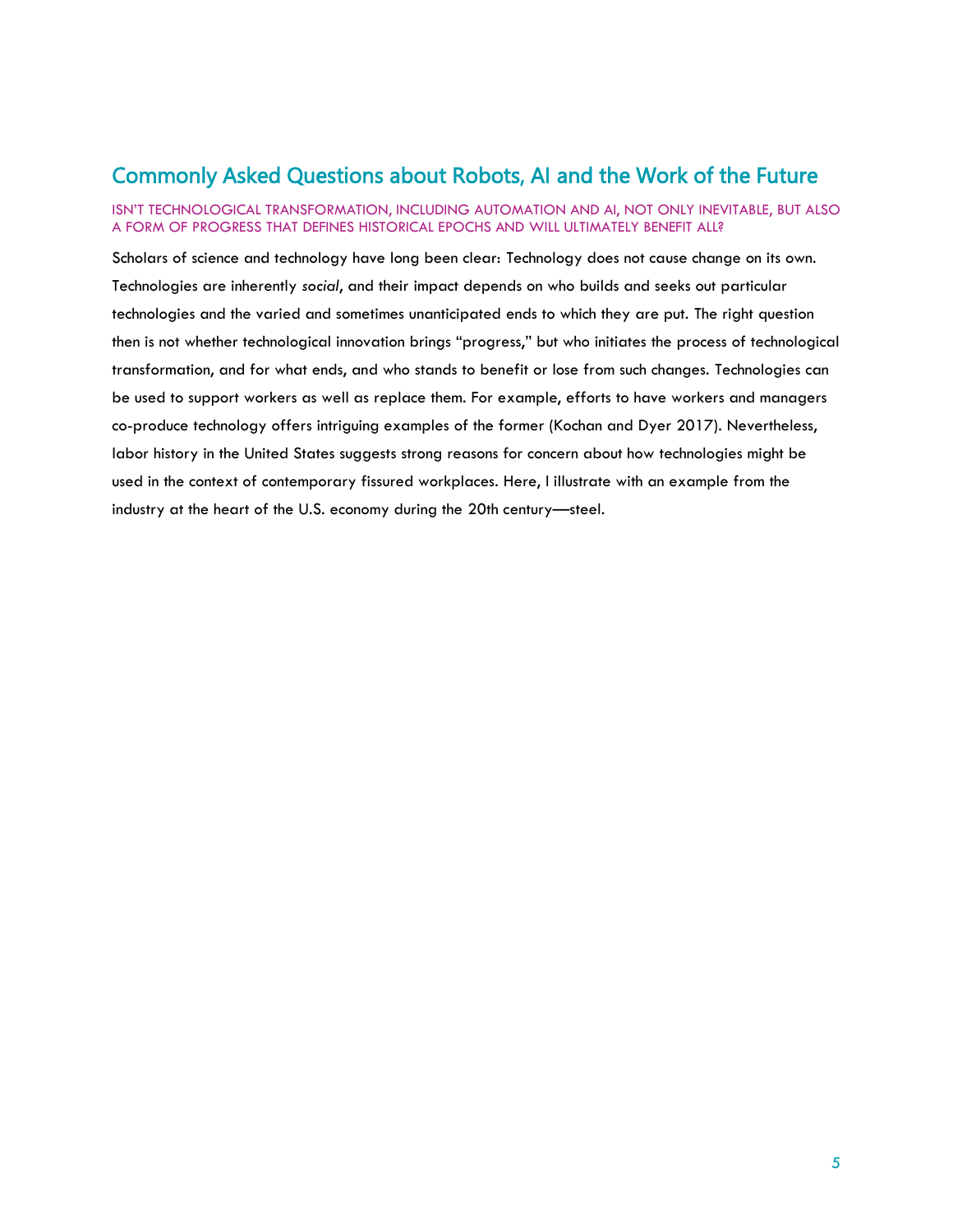## Commonly Asked Questions about Robots, AI and the Work of the Future

### ISN'T TECHNOLOGICAL TRANSFORMATION, INCLUDING AUTOMATION AND AI, NOT ONLY INEVITABLE, BUT ALSO A FORM OF PROGRESS THAT DEFINES HISTORICAL EPOCHS AND WILL ULTIMATELY BENEFIT ALL?

Scholars of science and technology have long been clear: Technology does not cause change on its own. Technologies are inherently *social*, and their impact depends on who builds and seeks out particular technologies and the varied and sometimes unanticipated ends to which they are put. The right question then is not whether technological innovation brings "progress," but who initiates the process of technological transformation, and for what ends, and who stands to benefit or lose from such changes. Technologies can be used to support workers as well as replace them. For example, efforts to have workers and managers co-produce technology offers intriguing examples of the former (Kochan and Dyer 2017). Nevertheless, labor history in the United States suggests strong reasons for concern about how technologies might be used in the context of contemporary fissured workplaces. Here, I illustrate with an example from the industry at the heart of the U.S. economy during the 20th century—steel.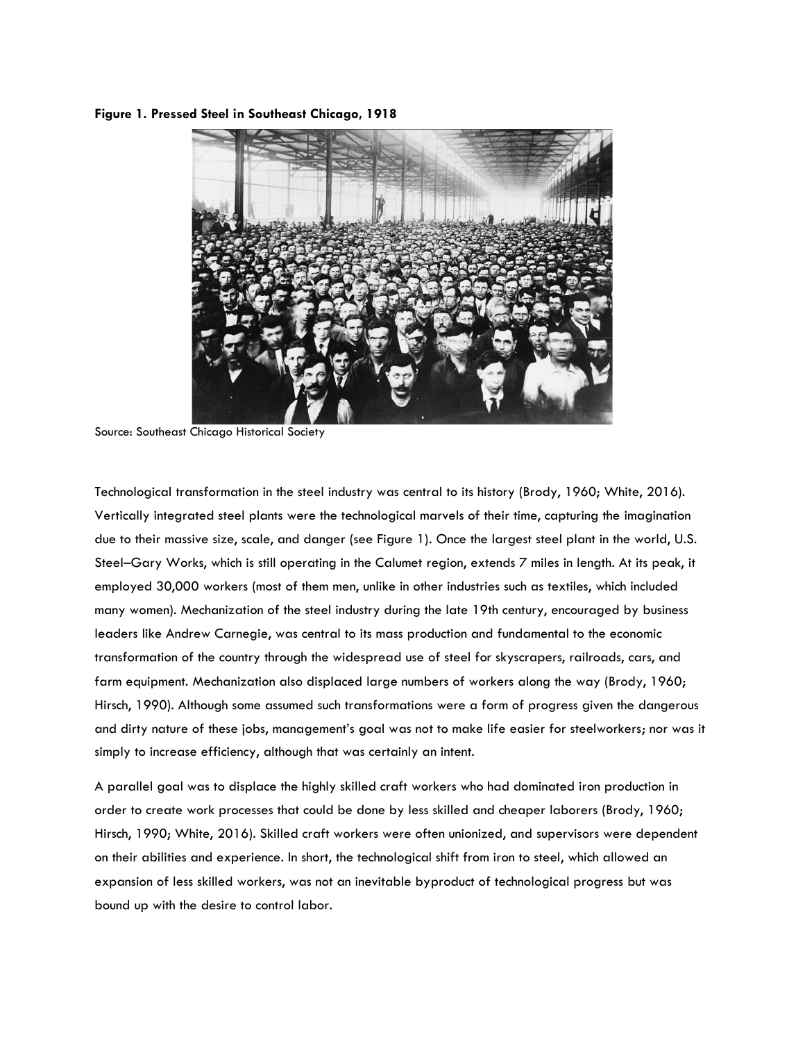**Figure 1. Pressed Steel in Southeast Chicago, 1918**

Source: Southeast Chicago Historical Society

Technological transformation in the steel industry was central to its history (Brody, 1960; White, 2016). Vertically integrated steel plants were the technological marvels of their time, capturing the imagination due to their massive size, scale, and danger (see Figure 1). Once the largest steel plant in the world, U.S. Steel–Gary Works, which is still operating in the Calumet region, extends 7 miles in length. At its peak, it employed 30,000 workers (most of them men, unlike in other industries such as textiles, which included many women). Mechanization of the steel industry during the late 19th century, encouraged by business leaders like Andrew Carnegie, was central to its mass production and fundamental to the economic transformation of the country through the widespread use of steel for skyscrapers, railroads, cars, and farm equipment. Mechanization also displaced large numbers of workers along the way (Brody, 1960; Hirsch, 1990). Although some assumed such transformations were a form of progress given the dangerous and dirty nature of these jobs, management's goal was not to make life easier for steelworkers; nor was it simply to increase efficiency, although that was certainly an intent.

A parallel goal was to displace the highly skilled craft workers who had dominated iron production in order to create work processes that could be done by less skilled and cheaper laborers (Brody, 1960; Hirsch, 1990; White, 2016). Skilled craft workers were often unionized, and supervisors were dependent on their abilities and experience. In short, the technological shift from iron to steel, which allowed an expansion of less skilled workers, was not an inevitable byproduct of technological progress but was bound up with the desire to control labor.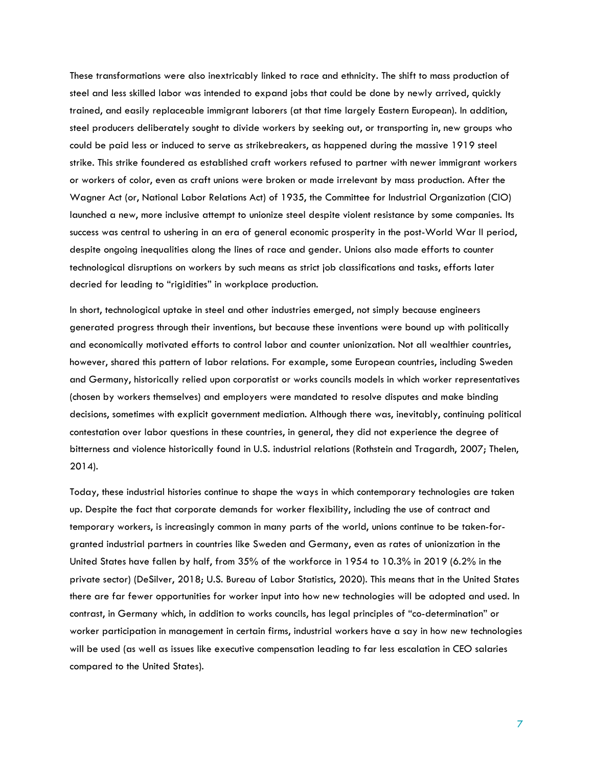These transformations were also inextricably linked to race and ethnicity. The shift to mass production of steel and less skilled labor was intended to expand jobs that could be done by newly arrived, quickly trained, and easily replaceable immigrant laborers (at that time largely Eastern European). In addition, steel producers deliberately sought to divide workers by seeking out, or transporting in, new groups who could be paid less or induced to serve as strikebreakers, as happened during the massive 1919 steel strike. This strike foundered as established craft workers refused to partner with newer immigrant workers or workers of color, even as craft unions were broken or made irrelevant by mass production. After the Wagner Act (or, National Labor Relations Act) of 1935, the Committee for Industrial Organization (CIO) launched a new, more inclusive attempt to unionize steel despite violent resistance by some companies. Its success was central to ushering in an era of general economic prosperity in the post-World War II period, despite ongoing inequalities along the lines of race and gender. Unions also made efforts to counter technological disruptions on workers by such means as strict job classifications and tasks, efforts later decried for leading to "rigidities" in workplace production.

In short, technological uptake in steel and other industries emerged, not simply because engineers generated progress through their inventions, but because these inventions were bound up with politically and economically motivated efforts to control labor and counter unionization. Not all wealthier countries, however, shared this pattern of labor relations. For example, some European countries, including Sweden and Germany, historically relied upon corporatist or works councils models in which worker representatives (chosen by workers themselves) and employers were mandated to resolve disputes and make binding decisions, sometimes with explicit government mediation. Although there was, inevitably, continuing political contestation over labor questions in these countries, in general, they did not experience the degree of bitterness and violence historically found in U.S. industrial relations (Rothstein and Tragardh, 2007; Thelen, 2014).

Today, these industrial histories continue to shape the ways in which contemporary technologies are taken up. Despite the fact that corporate demands for worker flexibility, including the use of contract and temporary workers, is increasingly common in many parts of the world, unions continue to be taken-for-granted industrial partners in countries like Sweden and Germany, even as rates of unionization in the United States have fallen by half, from 35% of the workforce in 1954 to 10.3% in 2019 (6.2% in the private sector) (DeSilver, 2018; U.S. Bureau of Labor Statistics, 2020). This means that in the United States there are far fewer opportunities for worker input into how new technologies will be adopted and used. In contrast, in Germany which, in addition to works councils, has legal principles of "co-determination" or worker participation in management in certain firms, industrial workers have a say in how new technologies will be used (as well as issues like executive compensation leading to far less escalation in CEO salaries compared to the United States).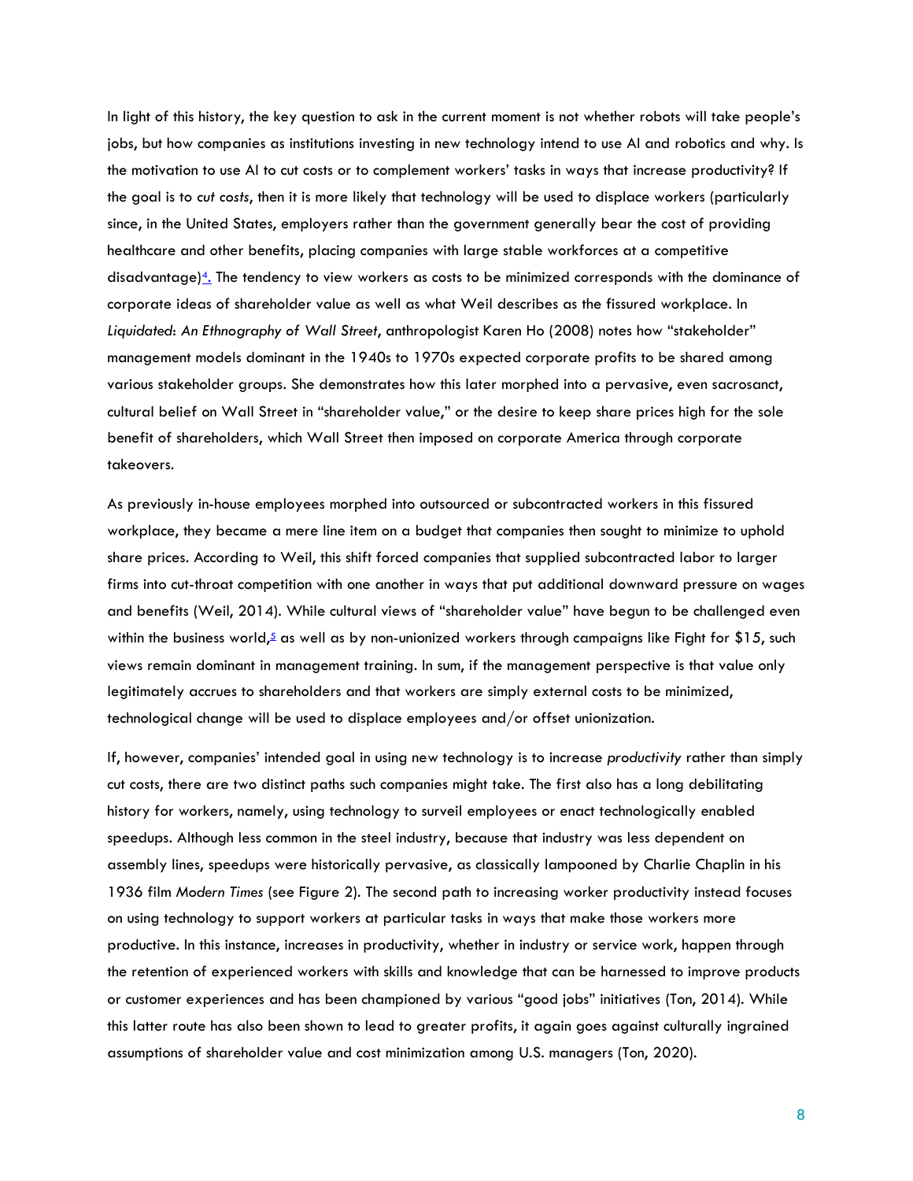In light of this history, the key question to ask in the current moment is not whether robots will take people's jobs, but how companies as institutions investing in new technology intend to use AI and robotics and why. Is the motivation to use AI to cut costs or to complement workers' tasks in ways that increase productivity? If the goal is to *cut costs*, then it is more likely that technology will be used to displace workers (particularly since, in the United States, employers rather than the government generally bear the cost of providing healthcare and other benefits, placing companies with large stable workforces at a competitive disadvantage)[4]. The tendency to view workers as costs to be minimized corresponds with the dominance of corporate ideas of shareholder value as well as what Weil describes as the fissured workplace. In *Liquidated: An Ethnography of Wall Street*, anthropologist Karen Ho (2008) notes how "stakeholder" management models dominant in the 1940s to 1970s expected corporate profits to be shared among various stakeholder groups. She demonstrates how this later morphed into a pervasive, even sacrosanct, cultural belief on Wall Street in "shareholder value," or the desire to keep share prices high for the sole benefit of shareholders, which Wall Street then imposed on corporate America through corporate takeovers.

As previously in-house employees morphed into outsourced or subcontracted workers in this fissured workplace, they became a mere line item on a budget that companies then sought to minimize to uphold share prices. According to Weil, this shift forced companies that supplied subcontracted labor to larger firms into cut-throat competition with one another in ways that put additional downward pressure on wages and benefits (Weil, 2014). While cultural views of "shareholder value" have begun to be challenged even within the business world,[5] as well as by non-unionized workers through campaigns like Fight for $15, such views remain dominant in management training. In sum, if the management perspective is that value only legitimately accrues to shareholders and that workers are simply external costs to be minimized, technological change will be used to displace employees and/or offset unionization.

If, however, companies' intended goal in using new technology is to increase *productivity* rather than simply cut costs, there are two distinct paths such companies might take. The first also has a long debilitating history for workers, namely, using technology to surveil employees or enact technologically enabled speedups. Although less common in the steel industry, because that industry was less dependent on assembly lines, speedups were historically pervasive, as classically lampooned by Charlie Chaplin in his 1936 film *Modern Times* (see Figure 2). The second path to increasing worker productivity instead focuses on using technology to support workers at particular tasks in ways that make those workers more productive. In this instance, increases in productivity, whether in industry or service work, happen through the retention of experienced workers with skills and knowledge that can be harnessed to improve products or customer experiences and has been championed by various "good jobs" initiatives (Ton, 2014). While this latter route has also been shown to lead to greater profits, it again goes against culturally ingrained assumptions of shareholder value and cost minimization among U.S. managers (Ton, 2020).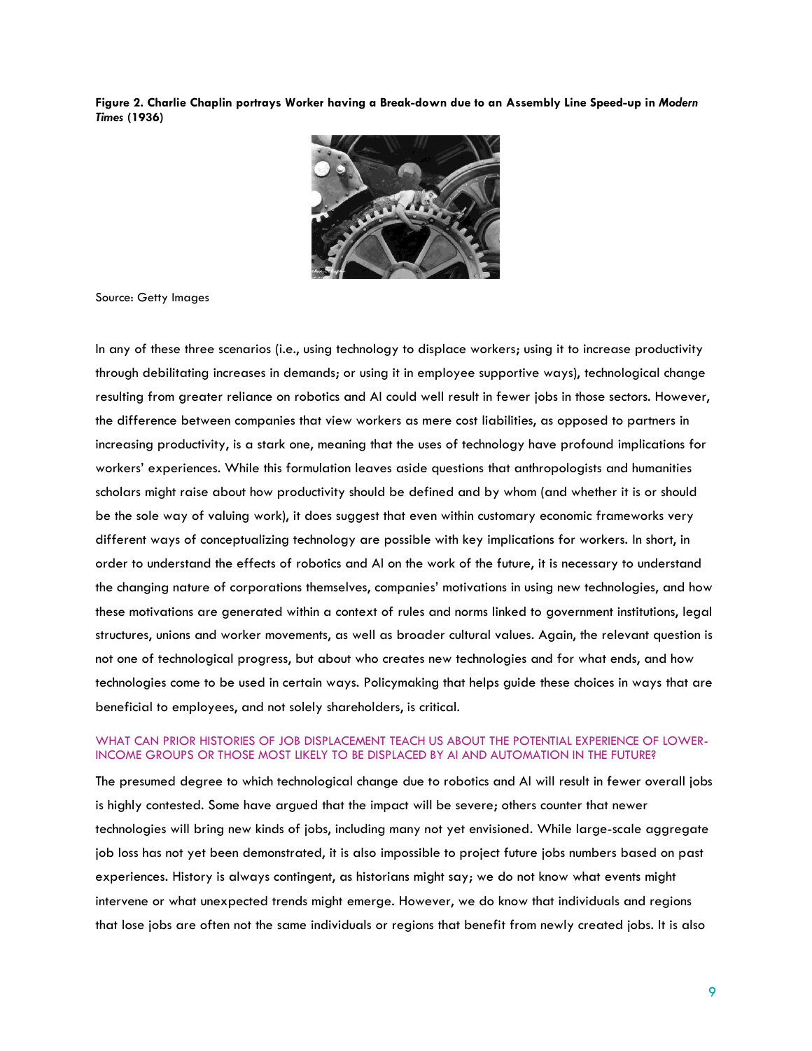**Figure 2. Charlie Chaplin portrays Worker having a Break-down due to an Assembly Line Speed-up in *Modern Times* (1936)**

Source: Getty Images

In any of these three scenarios (i.e., using technology to displace workers; using it to increase productivity through debilitating increases in demands; or using it in employee supportive ways), technological change resulting from greater reliance on robotics and AI could well result in fewer jobs in those sectors. However, the difference between companies that view workers as mere cost liabilities, as opposed to partners in increasing productivity, is a stark one, meaning that the uses of technology have profound implications for workers' experiences. While this formulation leaves aside questions that anthropologists and humanities scholars might raise about how productivity should be defined and by whom (and whether it is or should be the sole way of valuing work), it does suggest that even within customary economic frameworks very different ways of conceptualizing technology are possible with key implications for workers. In short, in order to understand the effects of robotics and AI on the work of the future, it is necessary to understand the changing nature of corporations themselves, companies' motivations in using new technologies, and how these motivations are generated within a context of rules and norms linked to government institutions, legal structures, unions and worker movements, as well as broader cultural values. Again, the relevant question is not one of technological progress, but about who creates new technologies and for what ends, and how technologies come to be used in certain ways. Policymaking that helps guide these choices in ways that are beneficial to employees, and not solely shareholders, is critical.

## WHAT CAN PRIOR HISTORIES OF JOB DISPLACEMENT TEACH US ABOUT THE POTENTIAL EXPERIENCE OF LOWER-INCOME GROUPS OR THOSE MOST LIKELY TO BE DISPLACED BY AI AND AUTOMATION IN THE FUTURE?

The presumed degree to which technological change due to robotics and AI will result in fewer overall jobs is highly contested. Some have argued that the impact will be severe; others counter that newer technologies will bring new kinds of jobs, including many not yet envisioned. While large-scale aggregate job loss has not yet been demonstrated, it is also impossible to project future jobs numbers based on past experiences. History is always contingent, as historians might say; we do not know what events might intervene or what unexpected trends might emerge. However, we do know that individuals and regions that lose jobs are often not the same individuals or regions that benefit from newly created jobs. It is also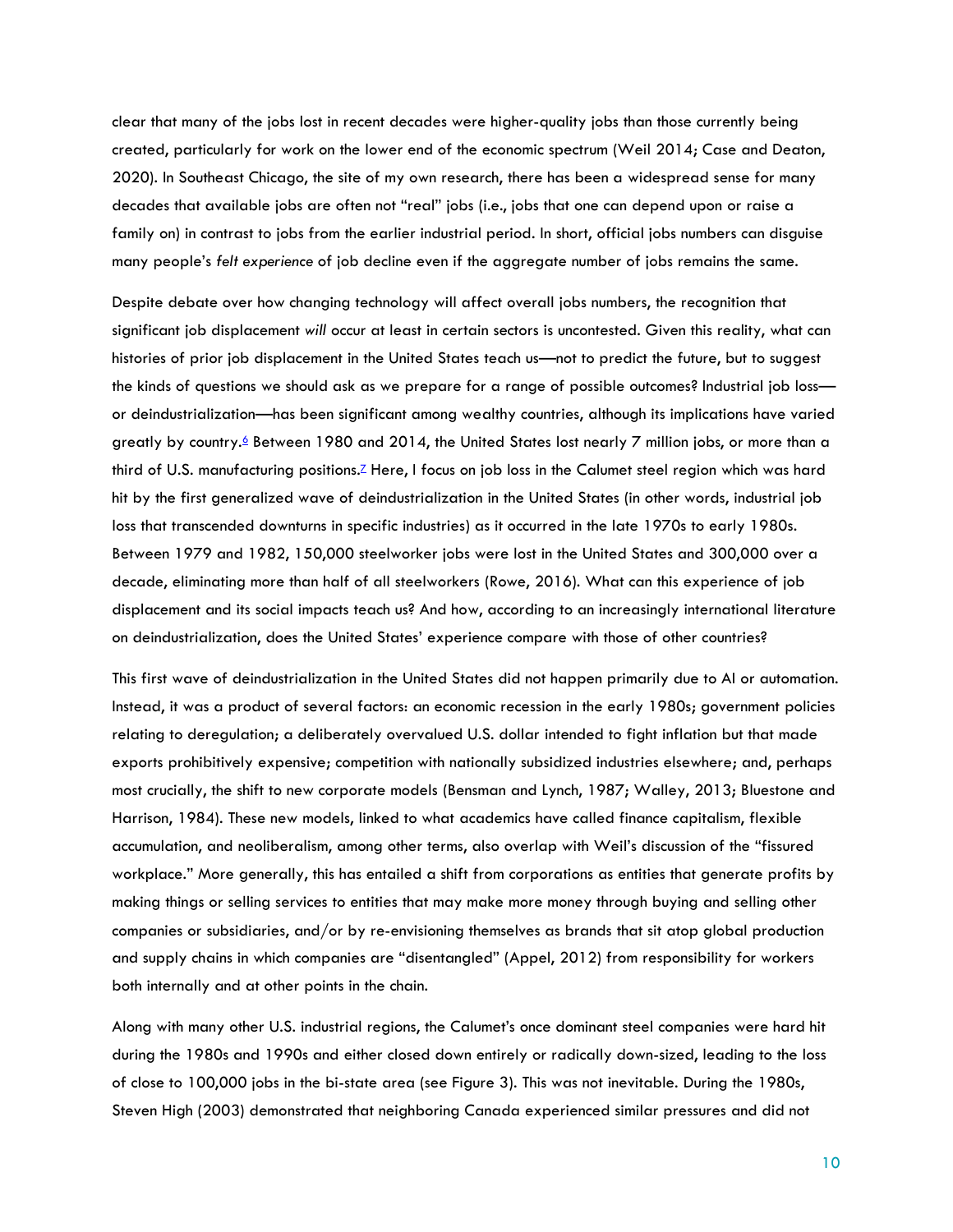clear that many of the jobs lost in recent decades were higher-quality jobs than those currently being created, particularly for work on the lower end of the economic spectrum (Weil 2014; Case and Deaton, 2020). In Southeast Chicago, the site of my own research, there has been a widespread sense for many decades that available jobs are often not "real" jobs (i.e., jobs that one can depend upon or raise a family on) in contrast to jobs from the earlier industrial period. In short, official jobs numbers can disguise many people's *felt experience* of job decline even if the aggregate number of jobs remains the same.

Despite debate over how changing technology will affect overall jobs numbers, the recognition that significant job displacement *will* occur at least in certain sectors is uncontested. Given this reality, what can histories of prior job displacement in the United States teach us—not to predict the future, but to suggest the kinds of questions we should ask as we prepare for a range of possible outcomes? Industrial job loss—or deindustrialization—has been significant among wealthy countries, although its implications have varied greatly by country.[6] Between 1980 and 2014, the United States lost nearly 7 million jobs, or more than a third of U.S. manufacturing positions.[7] Here, I focus on job loss in the Calumet steel region which was hard hit by the first generalized wave of deindustrialization in the United States (in other words, industrial job loss that transcended downturns in specific industries) as it occurred in the late 1970s to early 1980s. Between 1979 and 1982, 150,000 steelworker jobs were lost in the United States and 300,000 over a decade, eliminating more than half of all steelworkers (Rowe, 2016). What can this experience of job displacement and its social impacts teach us? And how, according to an increasingly international literature on deindustrialization, does the United States' experience compare with those of other countries?

This first wave of deindustrialization in the United States did not happen primarily due to AI or automation. Instead, it was a product of several factors: an economic recession in the early 1980s; government policies relating to deregulation; a deliberately overvalued U.S. dollar intended to fight inflation but that made exports prohibitively expensive; competition with nationally subsidized industries elsewhere; and, perhaps most crucially, the shift to new corporate models (Bensman and Lynch, 1987; Walley, 2013; Bluestone and Harrison, 1984). These new models, linked to what academics have called finance capitalism, flexible accumulation, and neoliberalism, among other terms, also overlap with Weil's discussion of the "fissured workplace." More generally, this has entailed a shift from corporations as entities that generate profits by making things or selling services to entities that may make more money through buying and selling other companies or subsidiaries, and/or by re-envisioning themselves as brands that sit atop global production and supply chains in which companies are "disentangled" (Appel, 2012) from responsibility for workers both internally and at other points in the chain.

Along with many other U.S. industrial regions, the Calumet's once dominant steel companies were hard hit during the 1980s and 1990s and either closed down entirely or radically down-sized, leading to the loss of close to 100,000 jobs in the bi-state area (see Figure 3). This was not inevitable. During the 1980s, Steven High (2003) demonstrated that neighboring Canada experienced similar pressures and did not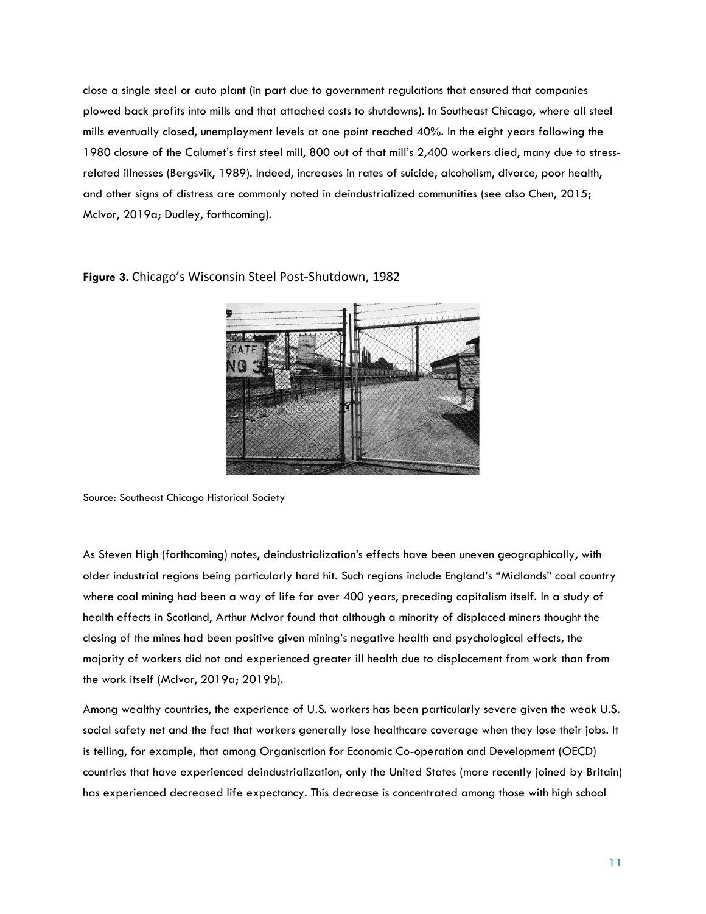close a single steel or auto plant (in part due to government regulations that ensured that companies plowed back profits into mills and that attached costs to shutdowns). In Southeast Chicago, where all steel mills eventually closed, unemployment levels at one point reached 40%. In the eight years following the 1980 closure of the Calumet's first steel mill, 800 out of that mill's 2,400 workers died, many due to stress-related illnesses (Bergsvik, 1989). Indeed, increases in rates of suicide, alcoholism, divorce, poor health, and other signs of distress are commonly noted in deindustrialized communities (see also Chen, 2015; McIvor, 2019a; Dudley, forthcoming).

**Figure 3.** Chicago's Wisconsin Steel Post-Shutdown, 1982

Source: Southeast Chicago Historical Society

As Steven High (forthcoming) notes, deindustrialization's effects have been uneven geographically, with older industrial regions being particularly hard hit. Such regions include England's "Midlands" coal country where coal mining had been a way of life for over 400 years, preceding capitalism itself. In a study of health effects in Scotland, Arthur McIvor found that although a minority of displaced miners thought the closing of the mines had been positive given mining's negative health and psychological effects, the majority of workers did not and experienced greater ill health due to displacement from work than from the work itself (McIvor, 2019a; 2019b).

Among wealthy countries, the experience of U.S. workers has been particularly severe given the weak U.S. social safety net and the fact that workers generally lose healthcare coverage when they lose their jobs. It is telling, for example, that among Organisation for Economic Co-operation and Development (OECD) countries that have experienced deindustrialization, only the United States (more recently joined by Britain) has experienced decreased life expectancy. This decrease is concentrated among those with high school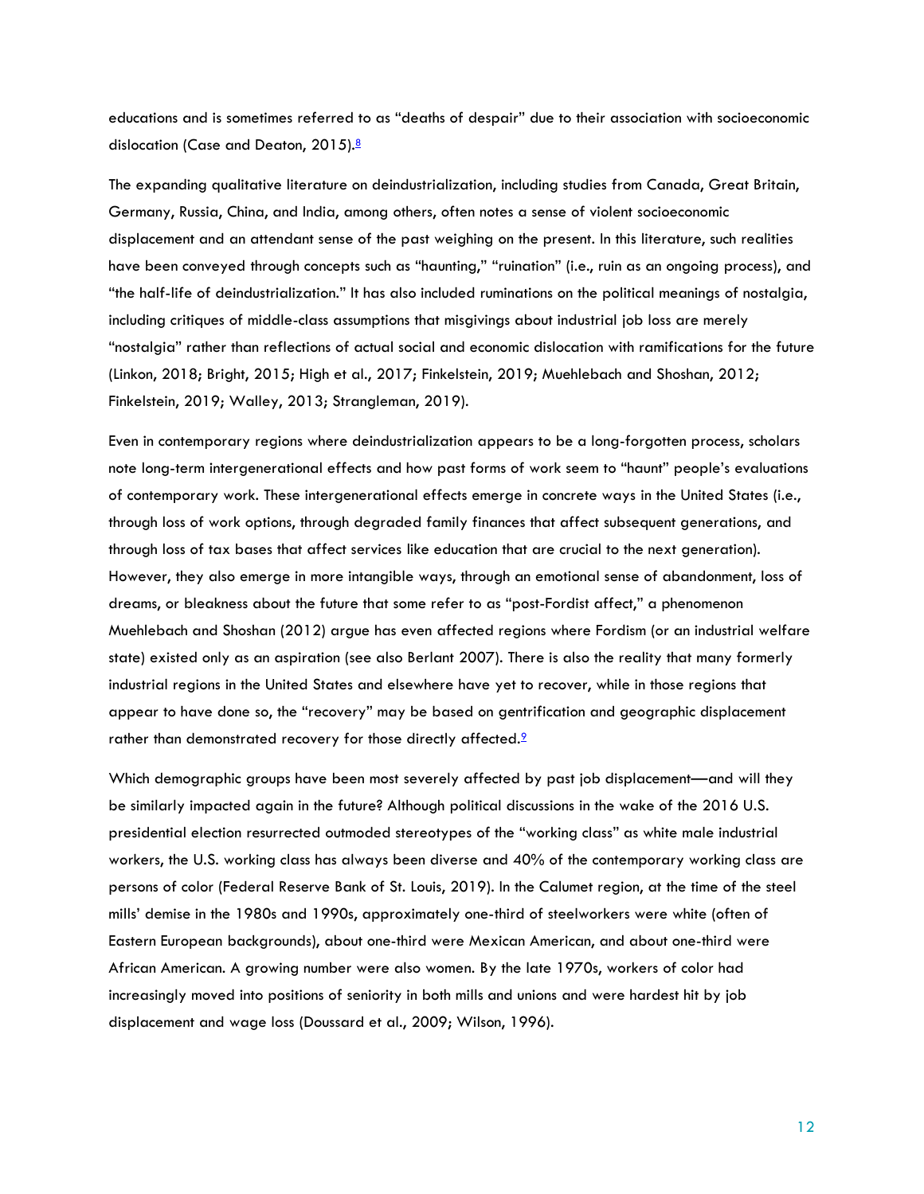educations and is sometimes referred to as "deaths of despair" due to their association with socioeconomic dislocation (Case and Deaton, 2015).[8]

The expanding qualitative literature on deindustrialization, including studies from Canada, Great Britain, Germany, Russia, China, and India, among others, often notes a sense of violent socioeconomic displacement and an attendant sense of the past weighing on the present. In this literature, such realities have been conveyed through concepts such as "haunting," "ruination" (i.e., ruin as an ongoing process), and "the half-life of deindustrialization." It has also included ruminations on the political meanings of nostalgia, including critiques of middle-class assumptions that misgivings about industrial job loss are merely "nostalgia" rather than reflections of actual social and economic dislocation with ramifications for the future (Linkon, 2018; Bright, 2015; High et al., 2017; Finkelstein, 2019; Muehlebach and Shoshan, 2012; Finkelstein, 2019; Walley, 2013; Strangleman, 2019).

Even in contemporary regions where deindustrialization appears to be a long-forgotten process, scholars note long-term intergenerational effects and how past forms of work seem to "haunt" people's evaluations of contemporary work. These intergenerational effects emerge in concrete ways in the United States (i.e., through loss of work options, through degraded family finances that affect subsequent generations, and through loss of tax bases that affect services like education that are crucial to the next generation). However, they also emerge in more intangible ways, through an emotional sense of abandonment, loss of dreams, or bleakness about the future that some refer to as "post-Fordist affect," a phenomenon Muehlebach and Shoshan (2012) argue has even affected regions where Fordism (or an industrial welfare state) existed only as an aspiration (see also Berlant 2007). There is also the reality that many formerly industrial regions in the United States and elsewhere have yet to recover, while in those regions that appear to have done so, the "recovery" may be based on gentrification and geographic displacement rather than demonstrated recovery for those directly affected.[9]

Which demographic groups have been most severely affected by past job displacement—and will they be similarly impacted again in the future? Although political discussions in the wake of the 2016 U.S. presidential election resurrected outmoded stereotypes of the "working class" as white male industrial workers, the U.S. working class has always been diverse and 40% of the contemporary working class are persons of color (Federal Reserve Bank of St. Louis, 2019). In the Calumet region, at the time of the steel mills' demise in the 1980s and 1990s, approximately one-third of steelworkers were white (often of Eastern European backgrounds), about one-third were Mexican American, and about one-third were African American. A growing number were also women. By the late 1970s, workers of color had increasingly moved into positions of seniority in both mills and unions and were hardest hit by job displacement and wage loss (Doussard et al., 2009; Wilson, 1996).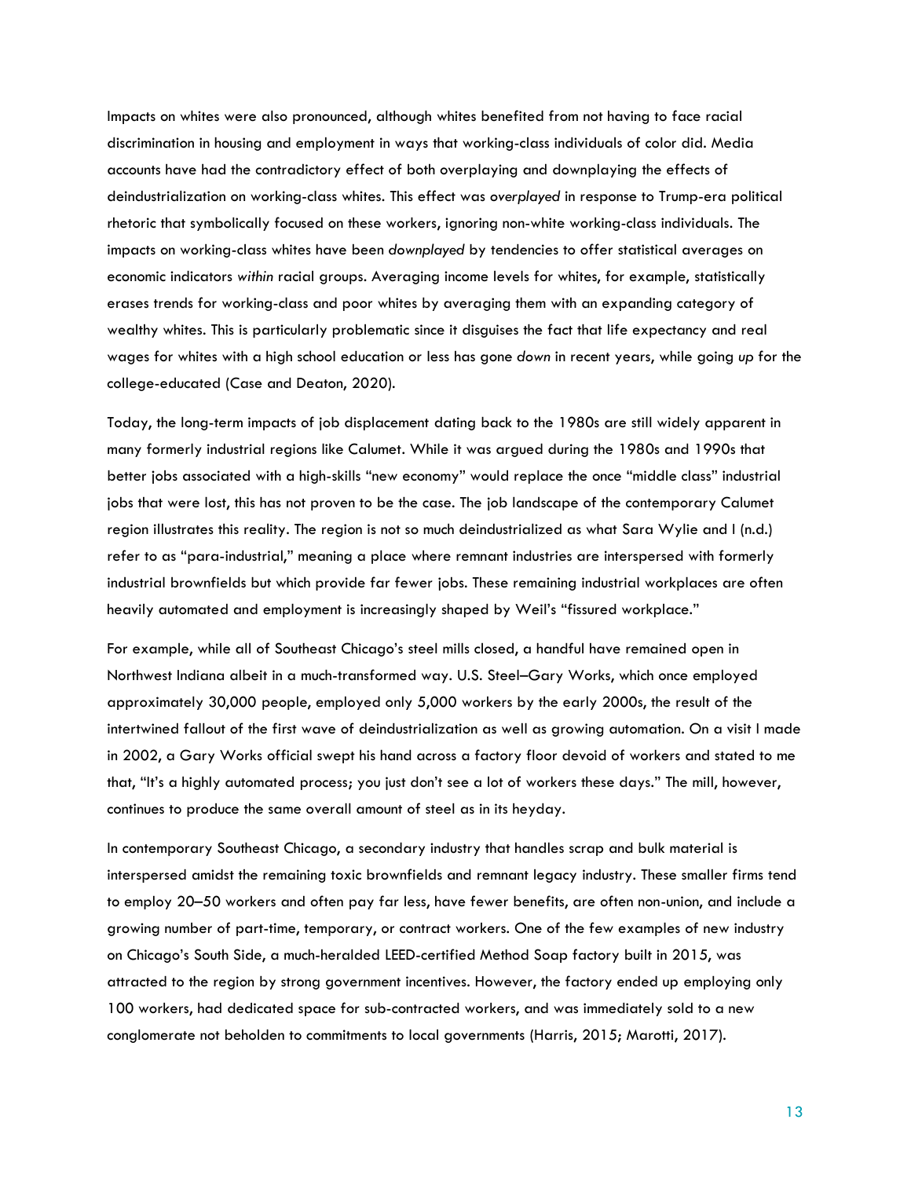Impacts on whites were also pronounced, although whites benefited from not having to face racial discrimination in housing and employment in ways that working-class individuals of color did. Media accounts have had the contradictory effect of both overplaying and downplaying the effects of deindustrialization on working-class whites. This effect was *overplayed* in response to Trump-era political rhetoric that symbolically focused on these workers, ignoring non-white working-class individuals. The impacts on working-class whites have been *downplayed* by tendencies to offer statistical averages on economic indicators *within* racial groups. Averaging income levels for whites, for example, statistically erases trends for working-class and poor whites by averaging them with an expanding category of wealthy whites. This is particularly problematic since it disguises the fact that life expectancy and real wages for whites with a high school education or less has gone *down* in recent years, while going *up* for the college-educated (Case and Deaton, 2020).

Today, the long-term impacts of job displacement dating back to the 1980s are still widely apparent in many formerly industrial regions like Calumet. While it was argued during the 1980s and 1990s that better jobs associated with a high-skills "new economy" would replace the once "middle class" industrial jobs that were lost, this has not proven to be the case. The job landscape of the contemporary Calumet region illustrates this reality. The region is not so much deindustrialized as what Sara Wylie and I (n.d.) refer to as "para-industrial," meaning a place where remnant industries are interspersed with formerly industrial brownfields but which provide far fewer jobs. These remaining industrial workplaces are often heavily automated and employment is increasingly shaped by Weil's "fissured workplace."

For example, while all of Southeast Chicago's steel mills closed, a handful have remained open in Northwest Indiana albeit in a much-transformed way. U.S. Steel–Gary Works, which once employed approximately 30,000 people, employed only 5,000 workers by the early 2000s, the result of the intertwined fallout of the first wave of deindustrialization as well as growing automation. On a visit I made in 2002, a Gary Works official swept his hand across a factory floor devoid of workers and stated to me that, "It's a highly automated process; you just don't see a lot of workers these days." The mill, however, continues to produce the same overall amount of steel as in its heyday.

In contemporary Southeast Chicago, a secondary industry that handles scrap and bulk material is interspersed amidst the remaining toxic brownfields and remnant legacy industry. These smaller firms tend to employ 20–50 workers and often pay far less, have fewer benefits, are often non-union, and include a growing number of part-time, temporary, or contract workers. One of the few examples of new industry on Chicago's South Side, a much-heralded LEED-certified Method Soap factory built in 2015, was attracted to the region by strong government incentives. However, the factory ended up employing only 100 workers, had dedicated space for sub-contracted workers, and was immediately sold to a new conglomerate not beholden to commitments to local governments (Harris, 2015; Marotti, 2017).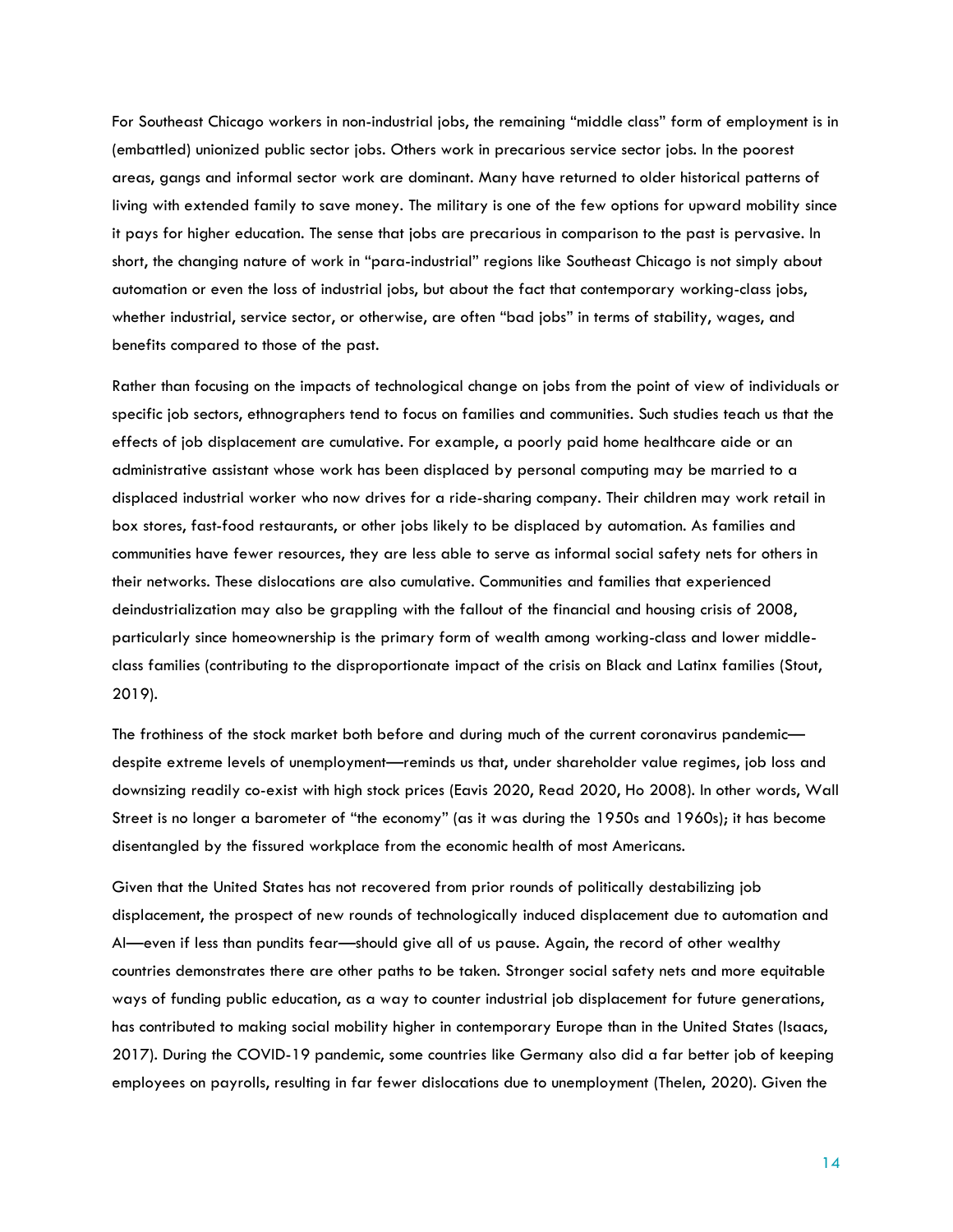For Southeast Chicago workers in non-industrial jobs, the remaining "middle class" form of employment is in (embattled) unionized public sector jobs. Others work in precarious service sector jobs. In the poorest areas, gangs and informal sector work are dominant. Many have returned to older historical patterns of living with extended family to save money. The military is one of the few options for upward mobility since it pays for higher education. The sense that jobs are precarious in comparison to the past is pervasive. In short, the changing nature of work in "para-industrial" regions like Southeast Chicago is not simply about automation or even the loss of industrial jobs, but about the fact that contemporary working-class jobs, whether industrial, service sector, or otherwise, are often "bad jobs" in terms of stability, wages, and benefits compared to those of the past.

Rather than focusing on the impacts of technological change on jobs from the point of view of individuals or specific job sectors, ethnographers tend to focus on families and communities. Such studies teach us that the effects of job displacement are cumulative. For example, a poorly paid home healthcare aide or an administrative assistant whose work has been displaced by personal computing may be married to a displaced industrial worker who now drives for a ride-sharing company. Their children may work retail in box stores, fast-food restaurants, or other jobs likely to be displaced by automation. As families and communities have fewer resources, they are less able to serve as informal social safety nets for others in their networks. These dislocations are also cumulative. Communities and families that experienced deindustrialization may also be grappling with the fallout of the financial and housing crisis of 2008, particularly since homeownership is the primary form of wealth among working-class and lower middle-class families (contributing to the disproportionate impact of the crisis on Black and Latinx families (Stout, 2019).

The frothiness of the stock market both before and during much of the current coronavirus pandemic—despite extreme levels of unemployment—reminds us that, under shareholder value regimes, job loss and downsizing readily co-exist with high stock prices (Eavis 2020, Read 2020, Ho 2008). In other words, Wall Street is no longer a barometer of "the economy" (as it was during the 1950s and 1960s); it has become disentangled by the fissured workplace from the economic health of most Americans.

Given that the United States has not recovered from prior rounds of politically destabilizing job displacement, the prospect of new rounds of technologically induced displacement due to automation and AI—even if less than pundits fear—should give all of us pause. Again, the record of other wealthy countries demonstrates there are other paths to be taken. Stronger social safety nets and more equitable ways of funding public education, as a way to counter industrial job displacement for future generations, has contributed to making social mobility higher in contemporary Europe than in the United States (Isaacs, 2017). During the COVID-19 pandemic, some countries like Germany also did a far better job of keeping employees on payrolls, resulting in far fewer dislocations due to unemployment (Thelen, 2020). Given the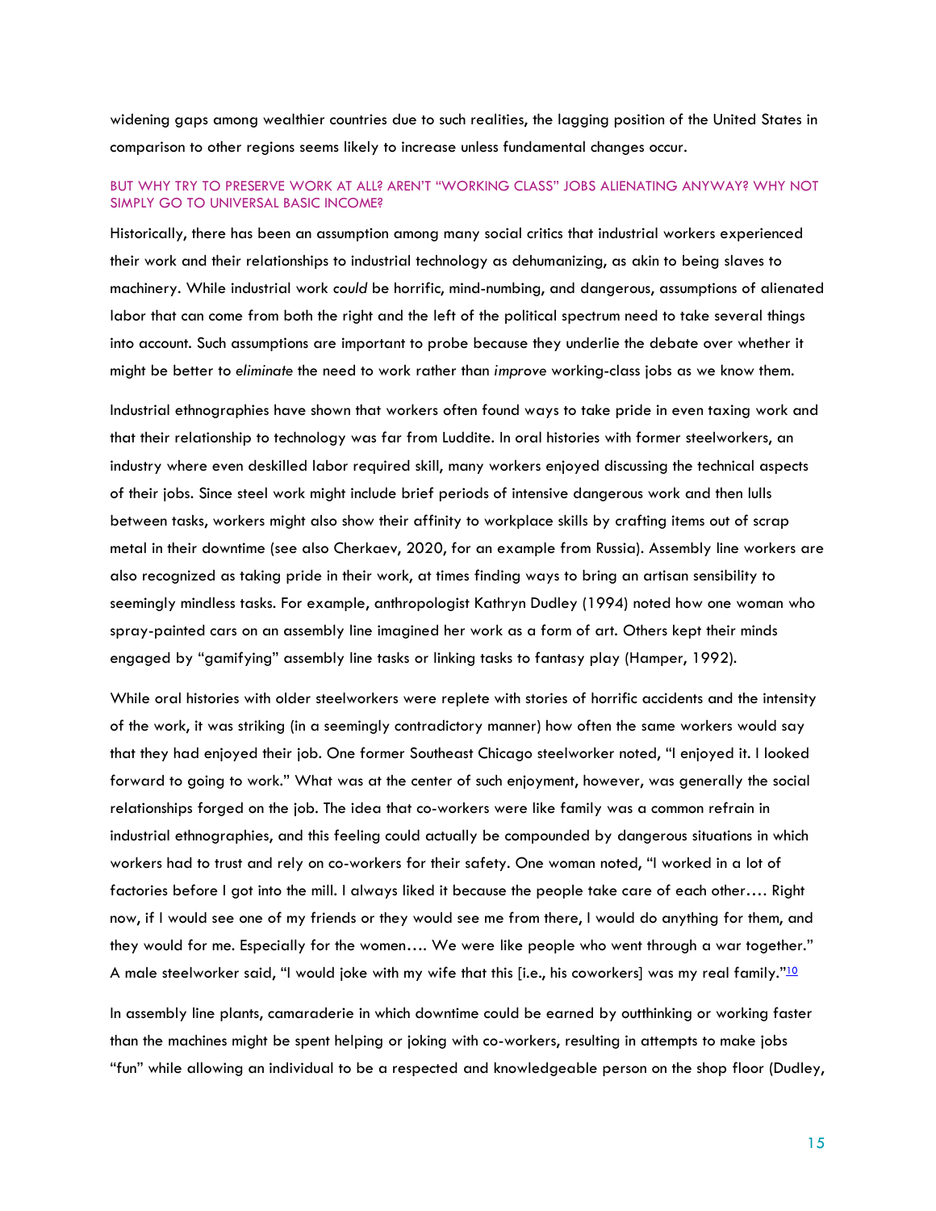widening gaps among wealthier countries due to such realities, the lagging position of the United States in comparison to other regions seems likely to increase unless fundamental changes occur.

### BUT WHY TRY TO PRESERVE WORK AT ALL? AREN'T "WORKING CLASS" JOBS ALIENATING ANYWAY? WHY NOT SIMPLY GO TO UNIVERSAL BASIC INCOME?

Historically, there has been an assumption among many social critics that industrial workers experienced their work and their relationships to industrial technology as dehumanizing, as akin to being slaves to machinery. While industrial work *could* be horrific, mind-numbing, and dangerous, assumptions of alienated labor that can come from both the right and the left of the political spectrum need to take several things into account. Such assumptions are important to probe because they underlie the debate over whether it might be better to *eliminate* the need to work rather than *improve* working-class jobs as we know them.

Industrial ethnographies have shown that workers often found ways to take pride in even taxing work and that their relationship to technology was far from Luddite. In oral histories with former steelworkers, an industry where even deskilled labor required skill, many workers enjoyed discussing the technical aspects of their jobs. Since steel work might include brief periods of intensive dangerous work and then lulls between tasks, workers might also show their affinity to workplace skills by crafting items out of scrap metal in their downtime (see also Cherkaev, 2020, for an example from Russia). Assembly line workers are also recognized as taking pride in their work, at times finding ways to bring an artisan sensibility to seemingly mindless tasks. For example, anthropologist Kathryn Dudley (1994) noted how one woman who spray-painted cars on an assembly line imagined her work as a form of art. Others kept their minds engaged by "gamifying" assembly line tasks or linking tasks to fantasy play (Hamper, 1992).

While oral histories with older steelworkers were replete with stories of horrific accidents and the intensity of the work, it was striking (in a seemingly contradictory manner) how often the same workers would say that they had enjoyed their job. One former Southeast Chicago steelworker noted, "I enjoyed it. I looked forward to going to work." What was at the center of such enjoyment, however, was generally the social relationships forged on the job. The idea that co-workers were like family was a common refrain in industrial ethnographies, and this feeling could actually be compounded by dangerous situations in which workers had to trust and rely on co-workers for their safety. One woman noted, "I worked in a lot of factories before I got into the mill. I always liked it because the people take care of each other…. Right now, if I would see one of my friends or they would see me from there, I would do anything for them, and they would for me. Especially for the women…. We were like people who went through a war together." A male steelworker said, "I would joke with my wife that this [i.e., his coworkers] was my real family."[10]

In assembly line plants, camaraderie in which downtime could be earned by outthinking or working faster than the machines might be spent helping or joking with co-workers, resulting in attempts to make jobs "fun" while allowing an individual to be a respected and knowledgeable person on the shop floor (Dudley,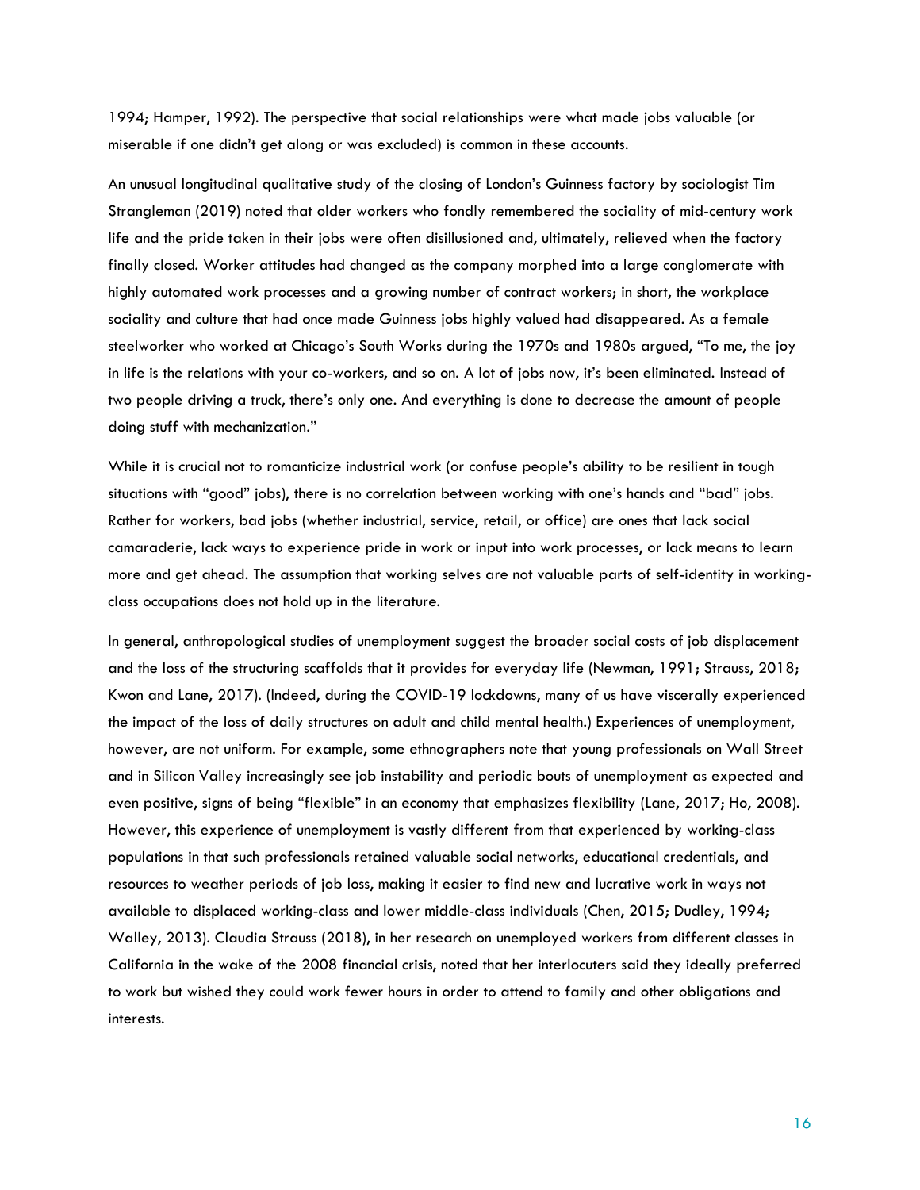1994; Hamper, 1992). The perspective that social relationships were what made jobs valuable (or miserable if one didn't get along or was excluded) is common in these accounts.

An unusual longitudinal qualitative study of the closing of London's Guinness factory by sociologist Tim Strangleman (2019) noted that older workers who fondly remembered the sociality of mid-century work life and the pride taken in their jobs were often disillusioned and, ultimately, relieved when the factory finally closed. Worker attitudes had changed as the company morphed into a large conglomerate with highly automated work processes and a growing number of contract workers; in short, the workplace sociality and culture that had once made Guinness jobs highly valued had disappeared. As a female steelworker who worked at Chicago's South Works during the 1970s and 1980s argued, "To me, the joy in life is the relations with your co-workers, and so on. A lot of jobs now, it's been eliminated. Instead of two people driving a truck, there's only one. And everything is done to decrease the amount of people doing stuff with mechanization."

While it is crucial not to romanticize industrial work (or confuse people's ability to be resilient in tough situations with "good" jobs), there is no correlation between working with one's hands and "bad" jobs. Rather for workers, bad jobs (whether industrial, service, retail, or office) are ones that lack social camaraderie, lack ways to experience pride in work or input into work processes, or lack means to learn more and get ahead. The assumption that working selves are not valuable parts of self-identity in working-class occupations does not hold up in the literature.

In general, anthropological studies of unemployment suggest the broader social costs of job displacement and the loss of the structuring scaffolds that it provides for everyday life (Newman, 1991; Strauss, 2018; Kwon and Lane, 2017). (Indeed, during the COVID-19 lockdowns, many of us have viscerally experienced the impact of the loss of daily structures on adult and child mental health.) Experiences of unemployment, however, are not uniform. For example, some ethnographers note that young professionals on Wall Street and in Silicon Valley increasingly see job instability and periodic bouts of unemployment as expected and even positive, signs of being "flexible" in an economy that emphasizes flexibility (Lane, 2017; Ho, 2008). However, this experience of unemployment is vastly different from that experienced by working-class populations in that such professionals retained valuable social networks, educational credentials, and resources to weather periods of job loss, making it easier to find new and lucrative work in ways not available to displaced working-class and lower middle-class individuals (Chen, 2015; Dudley, 1994; Walley, 2013). Claudia Strauss (2018), in her research on unemployed workers from different classes in California in the wake of the 2008 financial crisis, noted that her interlocuters said they ideally preferred to work but wished they could work fewer hours in order to attend to family and other obligations and interests.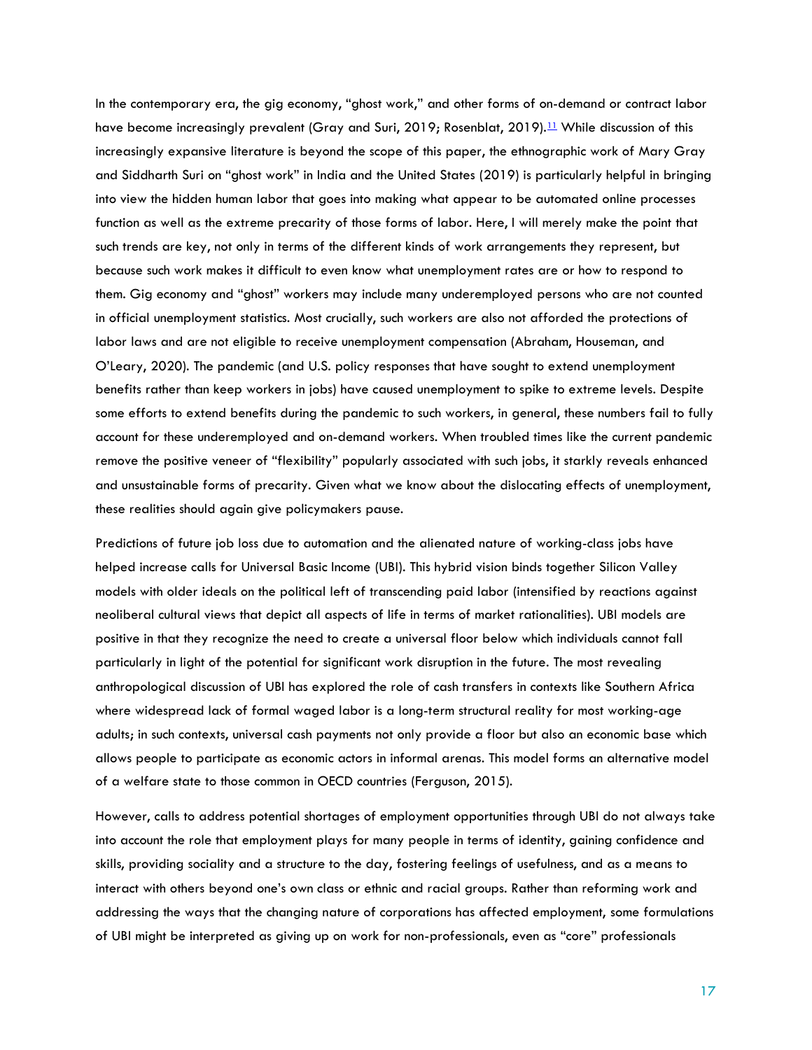In the contemporary era, the gig economy, "ghost work," and other forms of on-demand or contract labor have become increasingly prevalent (Gray and Suri, 2019; Rosenblat, 2019).[11] While discussion of this increasingly expansive literature is beyond the scope of this paper, the ethnographic work of Mary Gray and Siddharth Suri on "ghost work" in India and the United States (2019) is particularly helpful in bringing into view the hidden human labor that goes into making what appear to be automated online processes function as well as the extreme precarity of those forms of labor. Here, I will merely make the point that such trends are key, not only in terms of the different kinds of work arrangements they represent, but because such work makes it difficult to even know what unemployment rates are or how to respond to them. Gig economy and "ghost" workers may include many underemployed persons who are not counted in official unemployment statistics. Most crucially, such workers are also not afforded the protections of labor laws and are not eligible to receive unemployment compensation (Abraham, Houseman, and O'Leary, 2020). The pandemic (and U.S. policy responses that have sought to extend unemployment benefits rather than keep workers in jobs) have caused unemployment to spike to extreme levels. Despite some efforts to extend benefits during the pandemic to such workers, in general, these numbers fail to fully account for these underemployed and on-demand workers. When troubled times like the current pandemic remove the positive veneer of "flexibility" popularly associated with such jobs, it starkly reveals enhanced and unsustainable forms of precarity. Given what we know about the dislocating effects of unemployment, these realities should again give policymakers pause.

Predictions of future job loss due to automation and the alienated nature of working-class jobs have helped increase calls for Universal Basic Income (UBI). This hybrid vision binds together Silicon Valley models with older ideals on the political left of transcending paid labor (intensified by reactions against neoliberal cultural views that depict all aspects of life in terms of market rationalities). UBI models are positive in that they recognize the need to create a universal floor below which individuals cannot fall particularly in light of the potential for significant work disruption in the future. The most revealing anthropological discussion of UBI has explored the role of cash transfers in contexts like Southern Africa where widespread lack of formal waged labor is a long-term structural reality for most working-age adults; in such contexts, universal cash payments not only provide a floor but also an economic base which allows people to participate as economic actors in informal arenas. This model forms an alternative model of a welfare state to those common in OECD countries (Ferguson, 2015).

However, calls to address potential shortages of employment opportunities through UBI do not always take into account the role that employment plays for many people in terms of identity, gaining confidence and skills, providing sociality and a structure to the day, fostering feelings of usefulness, and as a means to interact with others beyond one's own class or ethnic and racial groups. Rather than reforming work and addressing the ways that the changing nature of corporations has affected employment, some formulations of UBI might be interpreted as giving up on work for non-professionals, even as "core" professionals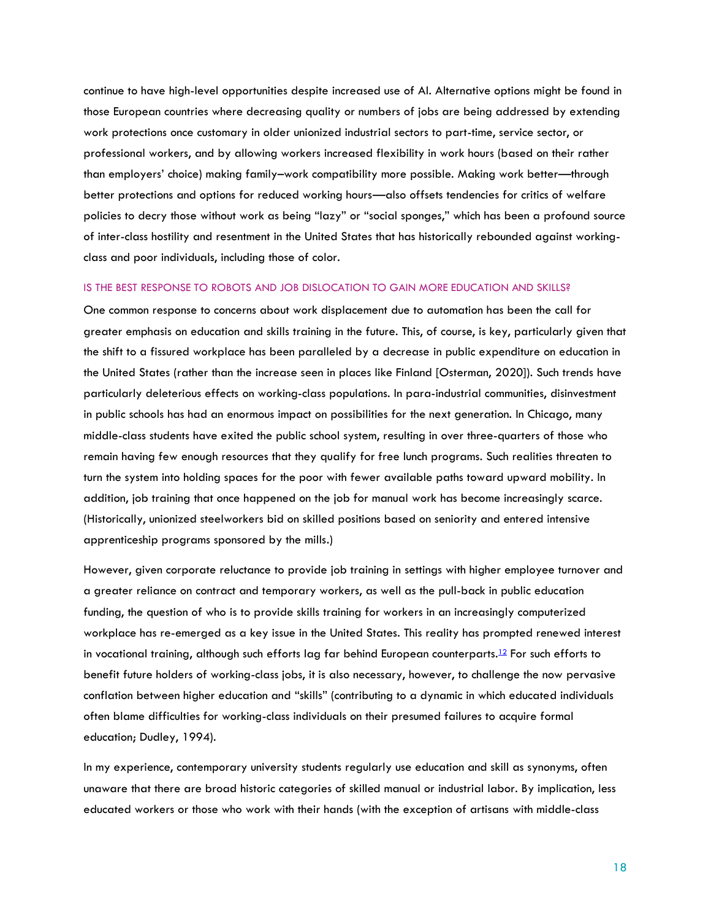continue to have high-level opportunities despite increased use of AI. Alternative options might be found in those European countries where decreasing quality or numbers of jobs are being addressed by extending work protections once customary in older unionized industrial sectors to part-time, service sector, or professional workers, and by allowing workers increased flexibility in work hours (based on their rather than employers' choice) making family–work compatibility more possible. Making work better—through better protections and options for reduced working hours—also offsets tendencies for critics of welfare policies to decry those without work as being "lazy" or "social sponges," which has been a profound source of inter-class hostility and resentment in the United States that has historically rebounded against working-class and poor individuals, including those of color.

### IS THE BEST RESPONSE TO ROBOTS AND JOB DISLOCATION TO GAIN MORE EDUCATION AND SKILLS?

One common response to concerns about work displacement due to automation has been the call for greater emphasis on education and skills training in the future. This, of course, is key, particularly given that the shift to a fissured workplace has been paralleled by a decrease in public expenditure on education in the United States (rather than the increase seen in places like Finland [Osterman, 2020]). Such trends have particularly deleterious effects on working-class populations. In para-industrial communities, disinvestment in public schools has had an enormous impact on possibilities for the next generation. In Chicago, many middle-class students have exited the public school system, resulting in over three-quarters of those who remain having few enough resources that they qualify for free lunch programs. Such realities threaten to turn the system into holding spaces for the poor with fewer available paths toward upward mobility. In addition, job training that once happened on the job for manual work has become increasingly scarce. (Historically, unionized steelworkers bid on skilled positions based on seniority and entered intensive apprenticeship programs sponsored by the mills.)

However, given corporate reluctance to provide job training in settings with higher employee turnover and a greater reliance on contract and temporary workers, as well as the pull-back in public education funding, the question of who is to provide skills training for workers in an increasingly computerized workplace has re-emerged as a key issue in the United States. This reality has prompted renewed interest in vocational training, although such efforts lag far behind European counterparts.[12] For such efforts to benefit future holders of working-class jobs, it is also necessary, however, to challenge the now pervasive conflation between higher education and "skills" (contributing to a dynamic in which educated individuals often blame difficulties for working-class individuals on their presumed failures to acquire formal education; Dudley, 1994).

In my experience, contemporary university students regularly use education and skill as synonyms, often unaware that there are broad historic categories of skilled manual or industrial labor. By implication, less educated workers or those who work with their hands (with the exception of artisans with middle-class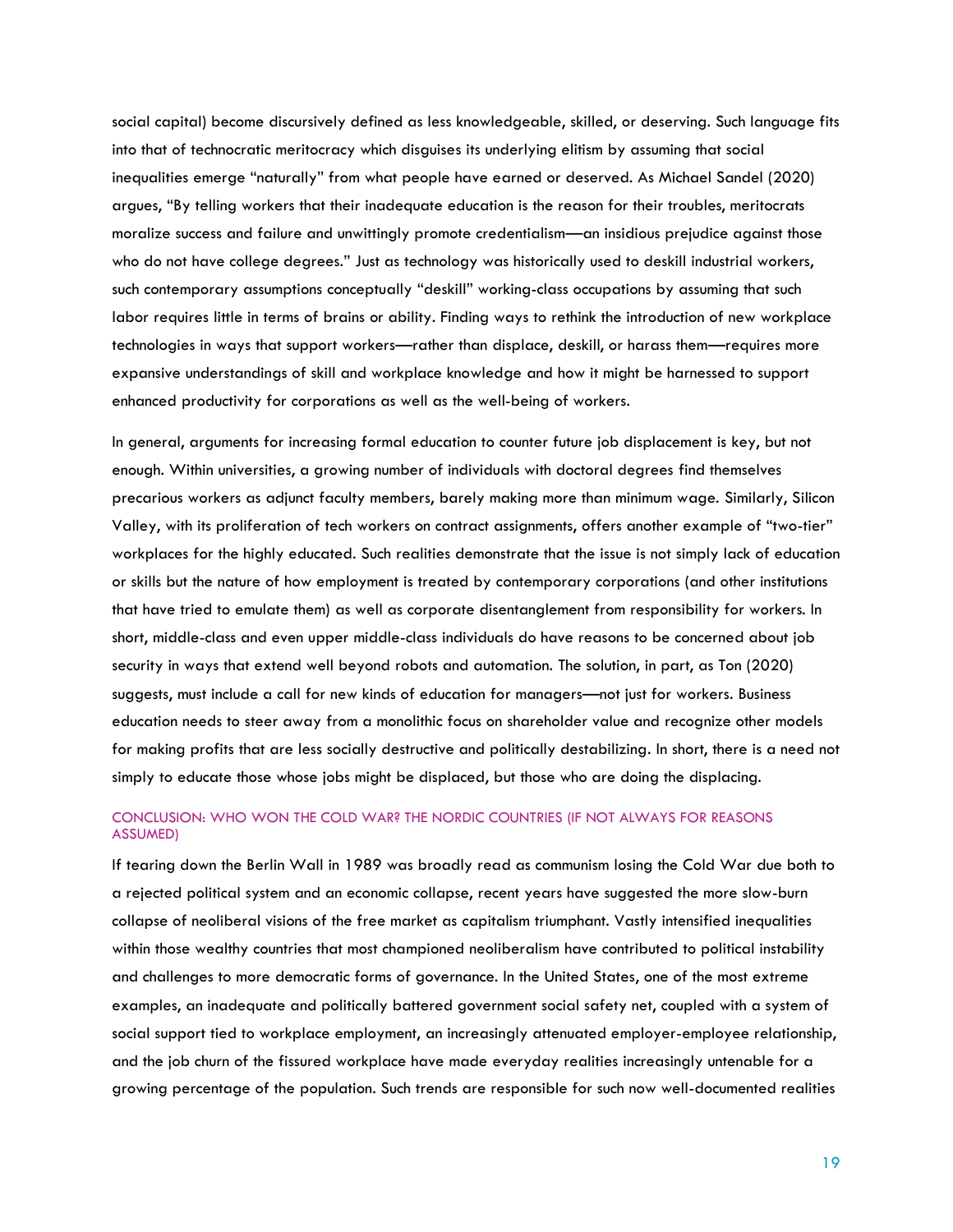social capital) become discursively defined as less knowledgeable, skilled, or deserving. Such language fits into that of technocratic meritocracy which disguises its underlying elitism by assuming that social inequalities emerge "naturally" from what people have earned or deserved. As Michael Sandel (2020) argues, "By telling workers that their inadequate education is the reason for their troubles, meritocrats moralize success and failure and unwittingly promote credentialism—an insidious prejudice against those who do not have college degrees." Just as technology was historically used to deskill industrial workers, such contemporary assumptions conceptually "deskill" working-class occupations by assuming that such labor requires little in terms of brains or ability. Finding ways to rethink the introduction of new workplace technologies in ways that support workers—rather than displace, deskill, or harass them—requires more expansive understandings of skill and workplace knowledge and how it might be harnessed to support enhanced productivity for corporations as well as the well-being of workers.

In general, arguments for increasing formal education to counter future job displacement is key, but not enough. Within universities, a growing number of individuals with doctoral degrees find themselves precarious workers as adjunct faculty members, barely making more than minimum wage. Similarly, Silicon Valley, with its proliferation of tech workers on contract assignments, offers another example of "two-tier" workplaces for the highly educated. Such realities demonstrate that the issue is not simply lack of education or skills but the nature of how employment is treated by contemporary corporations (and other institutions that have tried to emulate them) as well as corporate disentanglement from responsibility for workers. In short, middle-class and even upper middle-class individuals do have reasons to be concerned about job security in ways that extend well beyond robots and automation. The solution, in part, as Ton (2020) suggests, must include a call for new kinds of education for managers—not just for workers. Business education needs to steer away from a monolithic focus on shareholder value and recognize other models for making profits that are less socially destructive and politically destabilizing. In short, there is a need not simply to educate those whose jobs might be displaced, but those who are doing the displacing.

## CONCLUSION: WHO WON THE COLD WAR? THE NORDIC COUNTRIES (IF NOT ALWAYS FOR REASONS ASSUMED)

If tearing down the Berlin Wall in 1989 was broadly read as communism losing the Cold War due both to a rejected political system and an economic collapse, recent years have suggested the more slow-burn collapse of neoliberal visions of the free market as capitalism triumphant. Vastly intensified inequalities within those wealthy countries that most championed neoliberalism have contributed to political instability and challenges to more democratic forms of governance. In the United States, one of the most extreme examples, an inadequate and politically battered government social safety net, coupled with a system of social support tied to workplace employment, an increasingly attenuated employer-employee relationship, and the job churn of the fissured workplace have made everyday realities increasingly untenable for a growing percentage of the population. Such trends are responsible for such now well-documented realities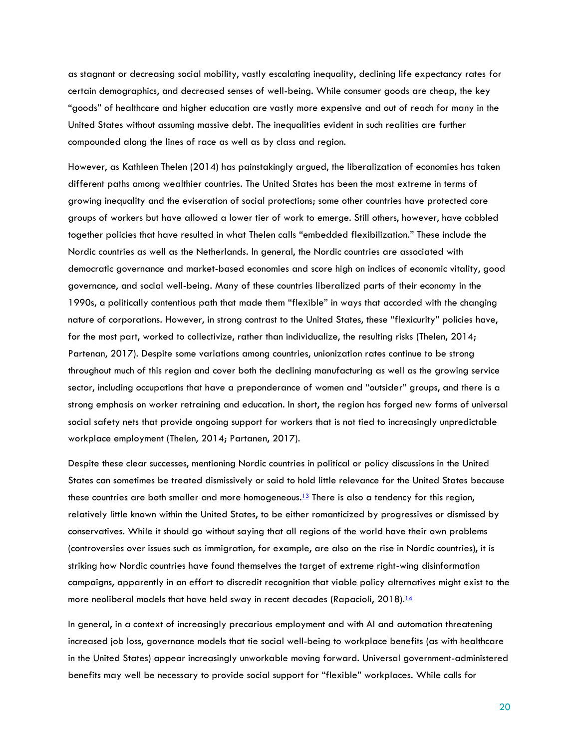as stagnant or decreasing social mobility, vastly escalating inequality, declining life expectancy rates for certain demographics, and decreased senses of well-being. While consumer goods are cheap, the key "goods" of healthcare and higher education are vastly more expensive and out of reach for many in the United States without assuming massive debt. The inequalities evident in such realities are further compounded along the lines of race as well as by class and region.

However, as Kathleen Thelen (2014) has painstakingly argued, the liberalization of economies has taken different paths among wealthier countries. The United States has been the most extreme in terms of growing inequality and the eviseration of social protections; some other countries have protected core groups of workers but have allowed a lower tier of work to emerge. Still others, however, have cobbled together policies that have resulted in what Thelen calls "embedded flexibilization." These include the Nordic countries as well as the Netherlands. In general, the Nordic countries are associated with democratic governance and market-based economies and score high on indices of economic vitality, good governance, and social well-being. Many of these countries liberalized parts of their economy in the 1990s, a politically contentious path that made them "flexible" in ways that accorded with the changing nature of corporations. However, in strong contrast to the United States, these "flexicurity" policies have, for the most part, worked to collectivize, rather than individualize, the resulting risks (Thelen, 2014; Partenan, 2017). Despite some variations among countries, unionization rates continue to be strong throughout much of this region and cover both the declining manufacturing as well as the growing service sector, including occupations that have a preponderance of women and "outsider" groups, and there is a strong emphasis on worker retraining and education. In short, the region has forged new forms of universal social safety nets that provide ongoing support for workers that is not tied to increasingly unpredictable workplace employment (Thelen, 2014; Partanen, 2017).

Despite these clear successes, mentioning Nordic countries in political or policy discussions in the United States can sometimes be treated dismissively or said to hold little relevance for the United States because these countries are both smaller and more homogeneous.[13] There is also a tendency for this region, relatively little known within the United States, to be either romanticized by progressives or dismissed by conservatives. While it should go without saying that all regions of the world have their own problems (controversies over issues such as immigration, for example, are also on the rise in Nordic countries), it is striking how Nordic countries have found themselves the target of extreme right-wing disinformation campaigns, apparently in an effort to discredit recognition that viable policy alternatives might exist to the more neoliberal models that have held sway in recent decades (Rapacioli, 2018).[14]

In general, in a context of increasingly precarious employment and with AI and automation threatening increased job loss, governance models that tie social well-being to workplace benefits (as with healthcare in the United States) appear increasingly unworkable moving forward. Universal government-administered benefits may well be necessary to provide social support for "flexible" workplaces. While calls for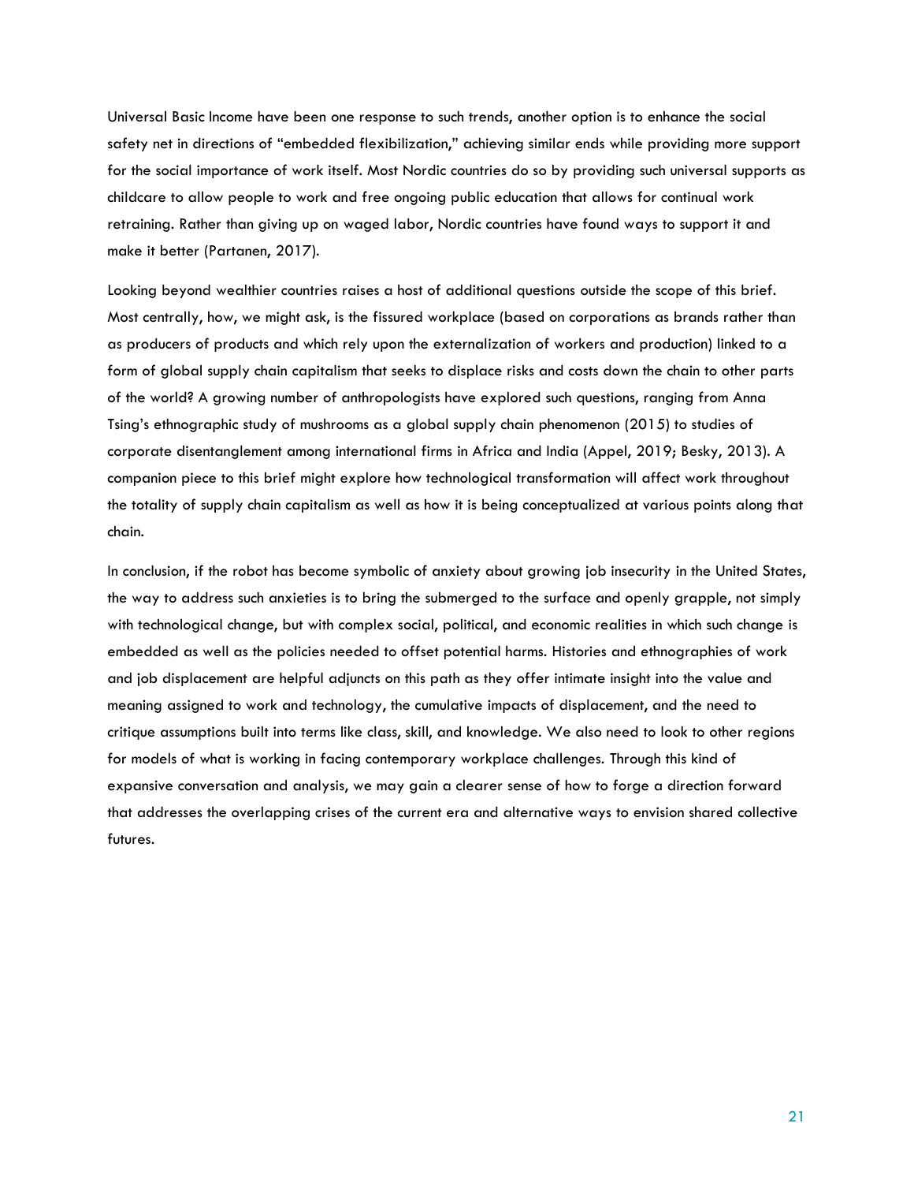Universal Basic Income have been one response to such trends, another option is to enhance the social safety net in directions of "embedded flexibilization," achieving similar ends while providing more support for the social importance of work itself. Most Nordic countries do so by providing such universal supports as childcare to allow people to work and free ongoing public education that allows for continual work retraining. Rather than giving up on waged labor, Nordic countries have found ways to support it and make it better (Partanen, 2017).

Looking beyond wealthier countries raises a host of additional questions outside the scope of this brief. Most centrally, how, we might ask, is the fissured workplace (based on corporations as brands rather than as producers of products and which rely upon the externalization of workers and production) linked to a form of global supply chain capitalism that seeks to displace risks and costs down the chain to other parts of the world? A growing number of anthropologists have explored such questions, ranging from Anna Tsing's ethnographic study of mushrooms as a global supply chain phenomenon (2015) to studies of corporate disentanglement among international firms in Africa and India (Appel, 2019; Besky, 2013). A companion piece to this brief might explore how technological transformation will affect work throughout the totality of supply chain capitalism as well as how it is being conceptualized at various points along that chain.

In conclusion, if the robot has become symbolic of anxiety about growing job insecurity in the United States, the way to address such anxieties is to bring the submerged to the surface and openly grapple, not simply with technological change, but with complex social, political, and economic realities in which such change is embedded as well as the policies needed to offset potential harms. Histories and ethnographies of work and job displacement are helpful adjuncts on this path as they offer intimate insight into the value and meaning assigned to work and technology, the cumulative impacts of displacement, and the need to critique assumptions built into terms like class, skill, and knowledge. We also need to look to other regions for models of what is working in facing contemporary workplace challenges. Through this kind of expansive conversation and analysis, we may gain a clearer sense of how to forge a direction forward that addresses the overlapping crises of the current era and alternative ways to envision shared collective futures.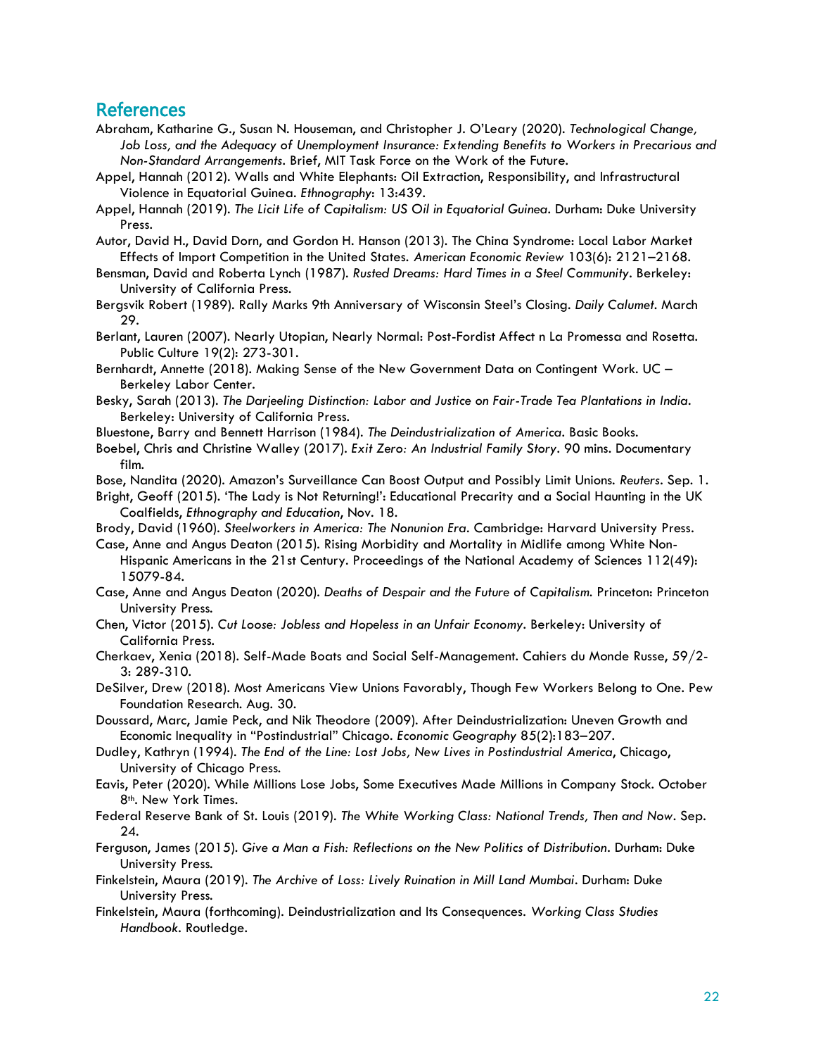## References

Abraham, Katharine G., Susan N. Houseman, and Christopher J. O'Leary (2020). *Technological Change, Job Loss, and the Adequacy of Unemployment Insurance: Extending Benefits to Workers in Precarious and Non-Standard Arrangements*. Brief, MIT Task Force on the Work of the Future.

Appel, Hannah (2012). Walls and White Elephants: Oil Extraction, Responsibility, and Infrastructural Violence in Equatorial Guinea. *Ethnography*: 13:439.

Appel, Hannah (2019). *The Licit Life of Capitalism: US Oil in Equatorial Guinea*. Durham: Duke University Press.

Autor, David H., David Dorn, and Gordon H. Hanson (2013). The China Syndrome: Local Labor Market Effects of Import Competition in the United States. *American Economic Review* 103(6): 2121–2168.

Bensman, David and Roberta Lynch (1987). *Rusted Dreams: Hard Times in a Steel Community*. Berkeley: University of California Press.

Bergsvik Robert (1989). Rally Marks 9th Anniversary of Wisconsin Steel's Closing. *Daily Calumet*. March 29.

Berlant, Lauren (2007). Nearly Utopian, Nearly Normal: Post-Fordist Affect n La Promessa and Rosetta. Public Culture 19(2): 273-301.

Bernhardt, Annette (2018). Making Sense of the New Government Data on Contingent Work. UC – Berkeley Labor Center.

Besky, Sarah (2013). *The Darjeeling Distinction: Labor and Justice on Fair-Trade Tea Plantations in India*. Berkeley: University of California Press.

Bluestone, Barry and Bennett Harrison (1984). *The Deindustrialization of America*. Basic Books.

Boebel, Chris and Christine Walley (2017). *Exit Zero: An Industrial Family Story*. 90 mins. Documentary film.

Bose, Nandita (2020). Amazon's Surveillance Can Boost Output and Possibly Limit Unions. *Reuters*. Sep. 1.

Bright, Geoff (2015). 'The Lady is Not Returning!': Educational Precarity and a Social Haunting in the UK Coalfields, *Ethnography and Education*, Nov. 18.

Brody, David (1960). *Steelworkers in America: The Nonunion Era*. Cambridge: Harvard University Press.

Case, Anne and Angus Deaton (2015). Rising Morbidity and Mortality in Midlife among White Non-Hispanic Americans in the 21st Century. Proceedings of the National Academy of Sciences 112(49): 15079-84.

Case, Anne and Angus Deaton (2020). *Deaths of Despair and the Future of Capitalism*. Princeton: Princeton University Press.

Chen, Victor (2015). *Cut Loose: Jobless and Hopeless in an Unfair Economy*. Berkeley: University of California Press.

Cherkaev, Xenia (2018). Self-Made Boats and Social Self-Management. Cahiers du Monde Russe, 59/2-3: 289-310.

DeSilver, Drew (2018). Most Americans View Unions Favorably, Though Few Workers Belong to One. Pew Foundation Research. Aug. 30.

Doussard, Marc, Jamie Peck, and Nik Theodore (2009). After Deindustrialization: Uneven Growth and Economic Inequality in "Postindustrial" Chicago. *Economic Geography* 85(2):183–207.

Dudley, Kathryn (1994). *The End of the Line: Lost Jobs, New Lives in Postindustrial America*, Chicago, University of Chicago Press.

Eavis, Peter (2020). While Millions Lose Jobs, Some Executives Made Millions in Company Stock. October 8th. New York Times.

Federal Reserve Bank of St. Louis (2019). *The White Working Class: National Trends, Then and Now*. Sep. 24.

Ferguson, James (2015). *Give a Man a Fish: Reflections on the New Politics of Distribution*. Durham: Duke University Press.

Finkelstein, Maura (2019). *The Archive of Loss: Lively Ruination in Mill Land Mumbai*. Durham: Duke University Press.

Finkelstein, Maura (forthcoming). Deindustrialization and Its Consequences. *Working Class Studies Handbook*. Routledge.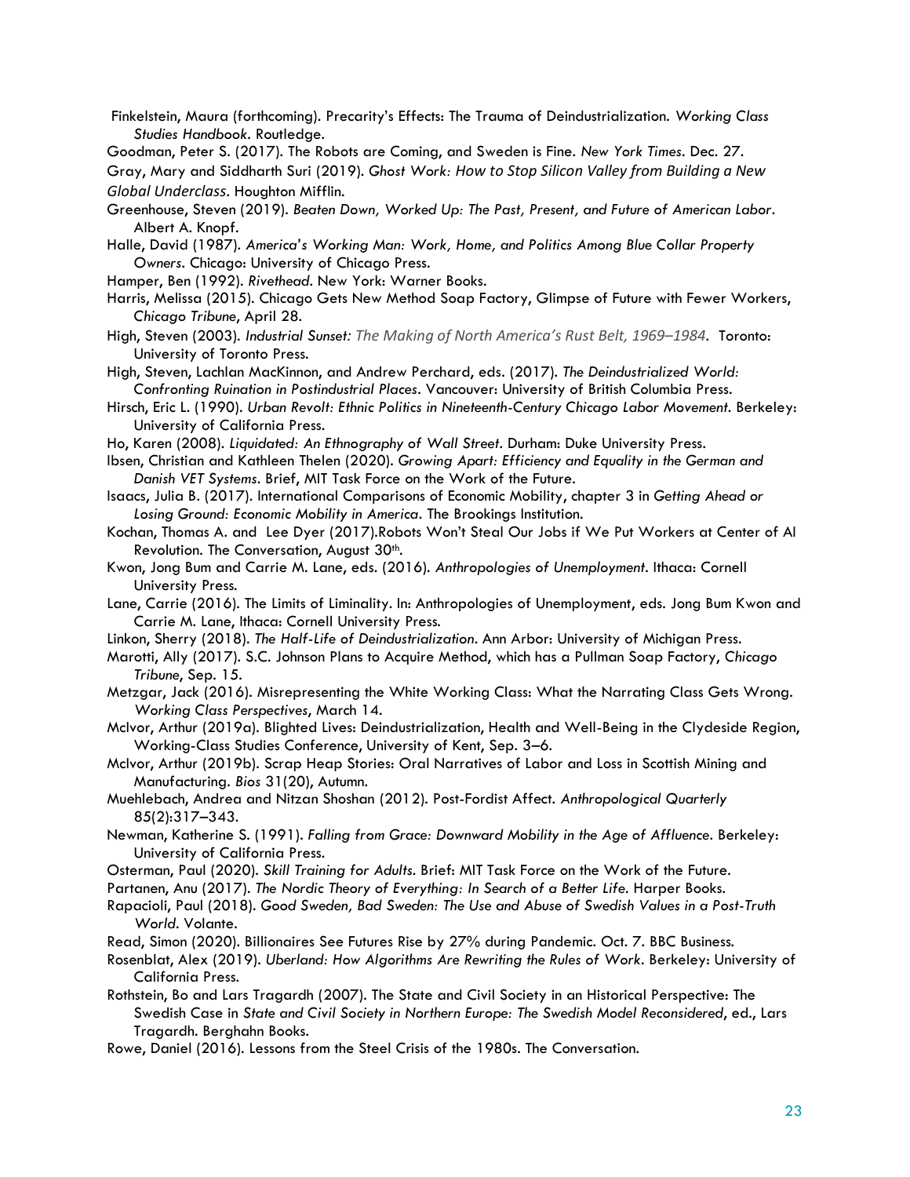Finkelstein, Maura (forthcoming). Precarity's Effects: The Trauma of Deindustrialization. *Working Class Studies Handbook*. Routledge.

Goodman, Peter S. (2017). The Robots are Coming, and Sweden is Fine. *New York Times*. Dec. 27.

Gray, Mary and Siddharth Suri (2019). *Ghost Work: How to Stop Silicon Valley from Building a New Global Underclass*. Houghton Mifflin.

Greenhouse, Steven (2019). *Beaten Down, Worked Up: The Past, Present, and Future of American Labor*. Albert A. Knopf.

Halle, David (1987). *America's Working Man: Work, Home, and Politics Among Blue Collar Property Owners*. Chicago: University of Chicago Press.

Hamper, Ben (1992). *Rivethead*. New York: Warner Books.

Harris, Melissa (2015). Chicago Gets New Method Soap Factory, Glimpse of Future with Fewer Workers, *Chicago Tribune*, April 28.

High, Steven (2003). *Industrial Sunset: The Making of North America's Rust Belt, 1969–1984*. Toronto: University of Toronto Press.

High, Steven, Lachlan MacKinnon, and Andrew Perchard, eds. (2017). *The Deindustrialized World: Confronting Ruination in Postindustrial Places*. Vancouver: University of British Columbia Press.

Hirsch, Eric L. (1990). *Urban Revolt: Ethnic Politics in Nineteenth-Century Chicago Labor Movement*. Berkeley: University of California Press.

Ho, Karen (2008). *Liquidated: An Ethnography of Wall Street*. Durham: Duke University Press.

Ibsen, Christian and Kathleen Thelen (2020). *Growing Apart: Efficiency and Equality in the German and Danish VET Systems*. Brief, MIT Task Force on the Work of the Future.

Isaacs, Julia B. (2017). International Comparisons of Economic Mobility, chapter 3 in *Getting Ahead or Losing Ground: Economic Mobility in America*. The Brookings Institution.

Kochan, Thomas A. and Lee Dyer (2017).Robots Won't Steal Our Jobs if We Put Workers at Center of AI Revolution. The Conversation, August 30th.

Kwon, Jong Bum and Carrie M. Lane, eds. (2016). *Anthropologies of Unemployment*. Ithaca: Cornell University Press.

Lane, Carrie (2016). The Limits of Liminality. In: Anthropologies of Unemployment, eds. Jong Bum Kwon and Carrie M. Lane, Ithaca: Cornell University Press.

Linkon, Sherry (2018). *The Half-Life of Deindustrialization*. Ann Arbor: University of Michigan Press.

Marotti, Ally (2017). S.C. Johnson Plans to Acquire Method, which has a Pullman Soap Factory, *Chicago Tribune*, Sep. 15.

Metzgar, Jack (2016). Misrepresenting the White Working Class: What the Narrating Class Gets Wrong. *Working Class Perspectives*, March 14.

McIvor, Arthur (2019a). Blighted Lives: Deindustrialization, Health and Well-Being in the Clydeside Region, Working-Class Studies Conference, University of Kent, Sep. 3–6.

McIvor, Arthur (2019b). Scrap Heap Stories: Oral Narratives of Labor and Loss in Scottish Mining and Manufacturing. *Bios* 31(20), Autumn.

Muehlebach, Andrea and Nitzan Shoshan (2012). Post-Fordist Affect. *Anthropological Quarterly* 85(2):317–343.

Newman, Katherine S. (1991). *Falling from Grace: Downward Mobility in the Age of Affluence*. Berkeley: University of California Press.

Osterman, Paul (2020). *Skill Training for Adults*. Brief: MIT Task Force on the Work of the Future.

Partanen, Anu (2017). *The Nordic Theory of Everything: In Search of a Better Life*. Harper Books.

Rapacioli, Paul (2018). *Good Sweden, Bad Sweden: The Use and Abuse of Swedish Values in a Post-Truth World*. Volante.

Read, Simon (2020). Billionaires See Futures Rise by 27% during Pandemic. Oct. 7. BBC Business.

Rosenblat, Alex (2019). *Uberland: How Algorithms Are Rewriting the Rules of Work*. Berkeley: University of California Press.

Rothstein, Bo and Lars Tragardh (2007). The State and Civil Society in an Historical Perspective: The Swedish Case in *State and Civil Society in Northern Europe: The Swedish Model Reconsidered*, ed., Lars Tragardh. Berghahn Books.

Rowe, Daniel (2016). Lessons from the Steel Crisis of the 1980s. The Conversation.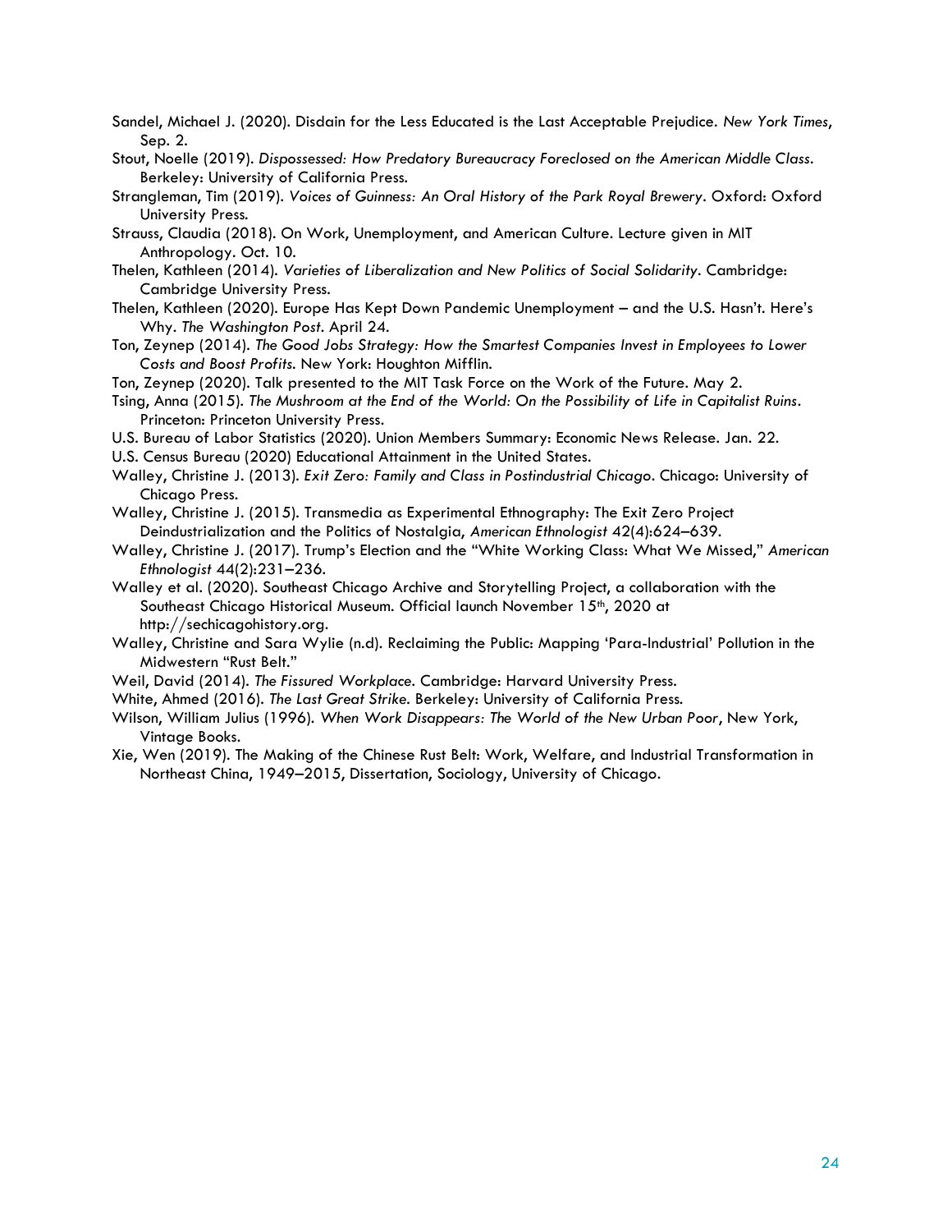Sandel, Michael J. (2020). Disdain for the Less Educated is the Last Acceptable Prejudice. *New York Times*, Sep. 2.

Stout, Noelle (2019). *Dispossessed: How Predatory Bureaucracy Foreclosed on the American Middle Class*. Berkeley: University of California Press.

Strangleman, Tim (2019). *Voices of Guinness: An Oral History of the Park Royal Brewery*. Oxford: Oxford University Press.

Strauss, Claudia (2018). On Work, Unemployment, and American Culture. Lecture given in MIT Anthropology. Oct. 10.

Thelen, Kathleen (2014). *Varieties of Liberalization and New Politics of Social Solidarity*. Cambridge: Cambridge University Press.

Thelen, Kathleen (2020). Europe Has Kept Down Pandemic Unemployment – and the U.S. Hasn't. Here's Why. *The Washington Post*. April 24.

Ton, Zeynep (2014). *The Good Jobs Strategy: How the Smartest Companies Invest in Employees to Lower Costs and Boost Profits*. New York: Houghton Mifflin.

Ton, Zeynep (2020). Talk presented to the MIT Task Force on the Work of the Future. May 2.

Tsing, Anna (2015). *The Mushroom at the End of the World: On the Possibility of Life in Capitalist Ruins*. Princeton: Princeton University Press.

U.S. Bureau of Labor Statistics (2020). Union Members Summary: Economic News Release. Jan. 22.

U.S. Census Bureau (2020) Educational Attainment in the United States.

Walley, Christine J. (2013). *Exit Zero: Family and Class in Postindustrial Chicago*. Chicago: University of Chicago Press.

Walley, Christine J. (2015). Transmedia as Experimental Ethnography: The Exit Zero Project Deindustrialization and the Politics of Nostalgia, *American Ethnologist* 42(4):624–639.

Walley, Christine J. (2017). Trump's Election and the "White Working Class: What We Missed," *American Ethnologist* 44(2):231–236.

Walley et al. (2020). Southeast Chicago Archive and Storytelling Project, a collaboration with the Southeast Chicago Historical Museum. Official launch November 15th, 2020 at http://sechicagohistory.org.

Walley, Christine and Sara Wylie (n.d). Reclaiming the Public: Mapping 'Para-Industrial' Pollution in the Midwestern "Rust Belt."

Weil, David (2014). *The Fissured Workplace*. Cambridge: Harvard University Press.

White, Ahmed (2016). *The Last Great Strike*. Berkeley: University of California Press.

Wilson, William Julius (1996). *When Work Disappears: The World of the New Urban Poor*, New York, Vintage Books.

Xie, Wen (2019). The Making of the Chinese Rust Belt: Work, Welfare, and Industrial Transformation in Northeast China, 1949–2015, Dissertation, Sociology, University of Chicago.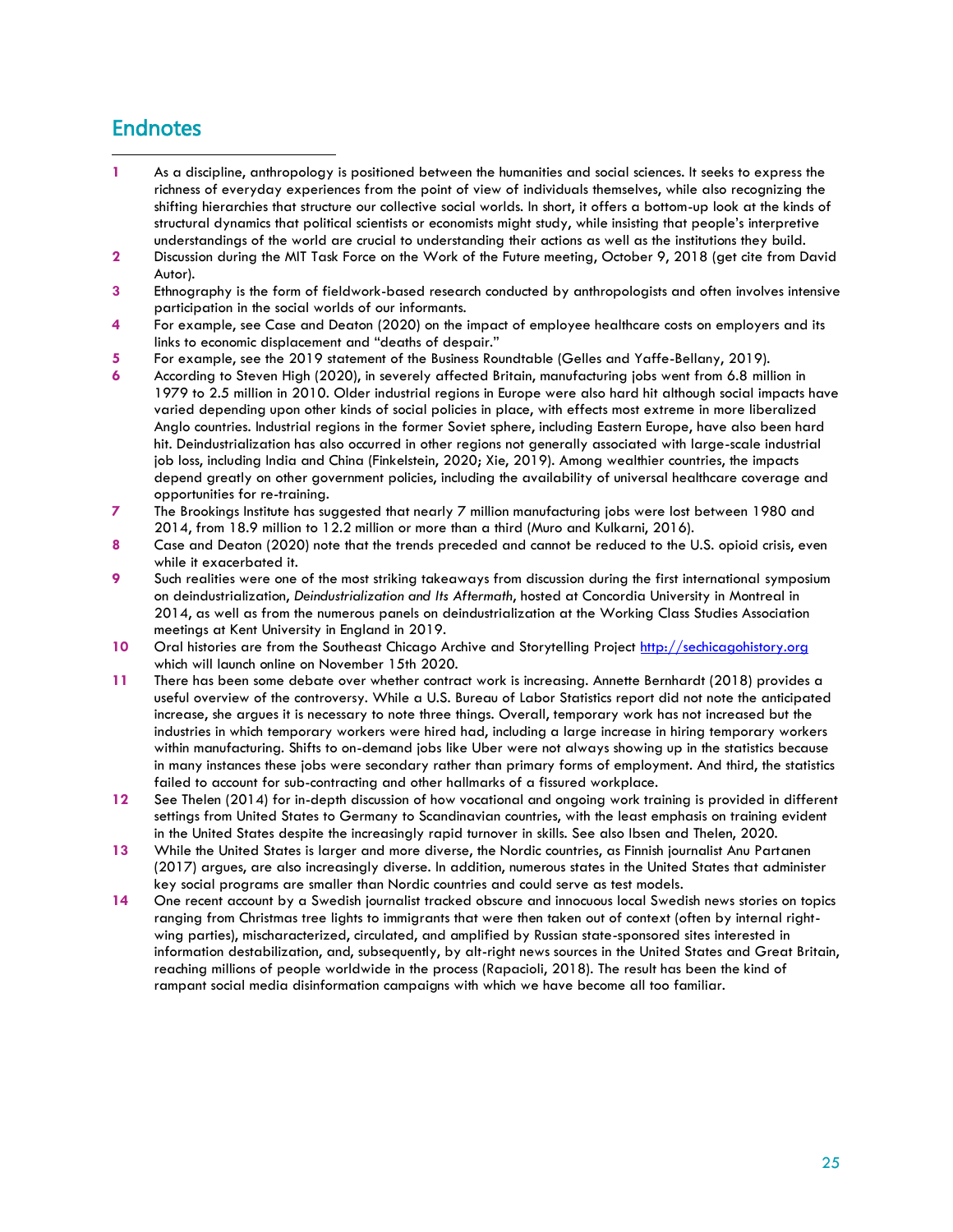## Endnotes

1. As a discipline, anthropology is positioned between the humanities and social sciences. It seeks to express the richness of everyday experiences from the point of view of individuals themselves, while also recognizing the shifting hierarchies that structure our collective social worlds. In short, it offers a bottom-up look at the kinds of structural dynamics that political scientists or economists might study, while insisting that people's interpretive understandings of the world are crucial to understanding their actions as well as the institutions they build.
2. Discussion during the MIT Task Force on the Work of the Future meeting, October 9, 2018 (get cite from David Autor).
3. Ethnography is the form of fieldwork-based research conducted by anthropologists and often involves intensive participation in the social worlds of our informants.
4. For example, see Case and Deaton (2020) on the impact of employee healthcare costs on employers and its links to economic displacement and "deaths of despair."
5. For example, see the 2019 statement of the Business Roundtable (Gelles and Yaffe-Bellany, 2019).
6. According to Steven High (2020), in severely affected Britain, manufacturing jobs went from 6.8 million in 1979 to 2.5 million in 2010. Older industrial regions in Europe were also hard hit although social impacts have varied depending upon other kinds of social policies in place, with effects most extreme in more liberalized Anglo countries. Industrial regions in the former Soviet sphere, including Eastern Europe, have also been hard hit. Deindustrialization has also occurred in other regions not generally associated with large-scale industrial job loss, including India and China (Finkelstein, 2020; Xie, 2019). Among wealthier countries, the impacts depend greatly on other government policies, including the availability of universal healthcare coverage and opportunities for re-training.
7. The Brookings Institute has suggested that nearly 7 million manufacturing jobs were lost between 1980 and 2014, from 18.9 million to 12.2 million or more than a third (Muro and Kulkarni, 2016).
8. Case and Deaton (2020) note that the trends preceded and cannot be reduced to the U.S. opioid crisis, even while it exacerbated it.
9. Such realities were one of the most striking takeaways from discussion during the first international symposium on deindustrialization, *Deindustrialization and Its Aftermath*, hosted at Concordia University in Montreal in 2014, as well as from the numerous panels on deindustrialization at the Working Class Studies Association meetings at Kent University in England in 2019.
10. Oral histories are from the Southeast Chicago Archive and Storytelling Project [http://sechicagohistory.org](http://sechicagohistory.org) which will launch online on November 15th 2020.
11. There has been some debate over whether contract work is increasing. Annette Bernhardt (2018) provides a useful overview of the controversy. While a U.S. Bureau of Labor Statistics report did not note the anticipated increase, she argues it is necessary to note three things. Overall, temporary work has not increased but the industries in which temporary workers were hired had, including a large increase in hiring temporary workers within manufacturing. Shifts to on-demand jobs like Uber were not always showing up in the statistics because in many instances these jobs were secondary rather than primary forms of employment. And third, the statistics failed to account for sub-contracting and other hallmarks of a fissured workplace.
12. See Thelen (2014) for in-depth discussion of how vocational and ongoing work training is provided in different settings from United States to Germany to Scandinavian countries, with the least emphasis on training evident in the United States despite the increasingly rapid turnover in skills. See also Ibsen and Thelen, 2020.
13. While the United States is larger and more diverse, the Nordic countries, as Finnish journalist Anu Partanen (2017) argues, are also increasingly diverse. In addition, numerous states in the United States that administer key social programs are smaller than Nordic countries and could serve as test models.
14. One recent account by a Swedish journalist tracked obscure and innocuous local Swedish news stories on topics ranging from Christmas tree lights to immigrants that were then taken out of context (often by internal right-wing parties), mischaracterized, circulated, and amplified by Russian state-sponsored sites interested in information destabilization, and, subsequently, by alt-right news sources in the United States and Great Britain, reaching millions of people worldwide in the process (Rapacioli, 2018). The result has been the kind of rampant social media disinformation campaigns with which we have become all too familiar.